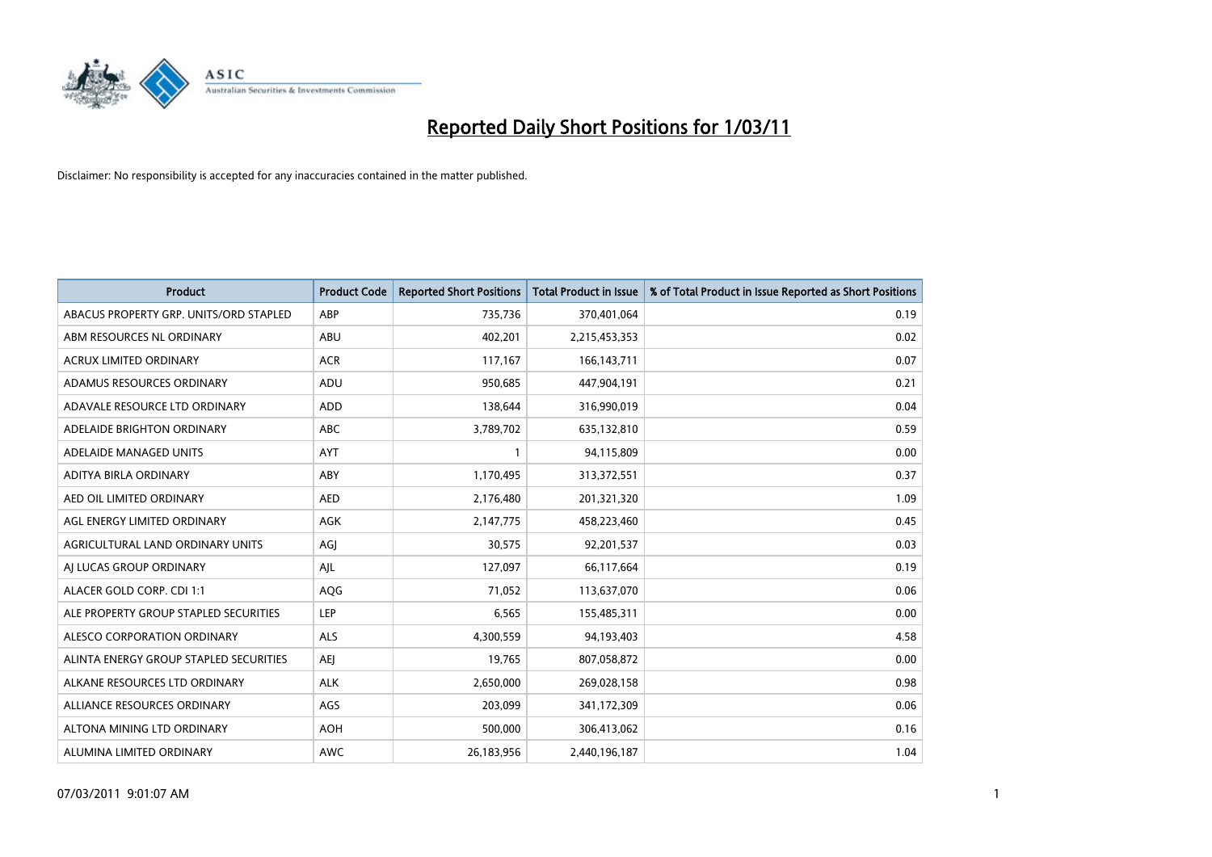# Reported Daily Short Positions for 1/03/11

Disclaimer: No responsibility is accepted for any inaccuracies contained in the matter published.

| Product | Product Code | Reported Short Positions | Total Product in Issue | % of Total Product in Issue Reported as Short Positions |
|---|---|---|---|---|
| ABACUS PROPERTY GRP. UNITS/ORD STAPLED | ABP | 735,736 | 370,401,064 | 0.19 |
| ABM RESOURCES NL ORDINARY | ABU | 402,201 | 2,215,453,353 | 0.02 |
| ACRUX LIMITED ORDINARY | ACR | 117,167 | 166,143,711 | 0.07 |
| ADAMUS RESOURCES ORDINARY | ADU | 950,685 | 447,904,191 | 0.21 |
| ADAVALE RESOURCE LTD ORDINARY | ADD | 138,644 | 316,990,019 | 0.04 |
| ADELAIDE BRIGHTON ORDINARY | ABC | 3,789,702 | 635,132,810 | 0.59 |
| ADELAIDE MANAGED UNITS | AYT | 1 | 94,115,809 | 0.00 |
| ADITYA BIRLA ORDINARY | ABY | 1,170,495 | 313,372,551 | 0.37 |
| AED OIL LIMITED ORDINARY | AED | 2,176,480 | 201,321,320 | 1.09 |
| AGL ENERGY LIMITED ORDINARY | AGK | 2,147,775 | 458,223,460 | 0.45 |
| AGRICULTURAL LAND ORDINARY UNITS | AGJ | 30,575 | 92,201,537 | 0.03 |
| AJ LUCAS GROUP ORDINARY | AJL | 127,097 | 66,117,664 | 0.19 |
| ALACER GOLD CORP. CDI 1:1 | AQG | 71,052 | 113,637,070 | 0.06 |
| ALE PROPERTY GROUP STAPLED SECURITIES | LEP | 6,565 | 155,485,311 | 0.00 |
| ALESCO CORPORATION ORDINARY | ALS | 4,300,559 | 94,193,403 | 4.58 |
| ALINTA ENERGY GROUP STAPLED SECURITIES | AEJ | 19,765 | 807,058,872 | 0.00 |
| ALKANE RESOURCES LTD ORDINARY | ALK | 2,650,000 | 269,028,158 | 0.98 |
| ALLIANCE RESOURCES ORDINARY | AGS | 203,099 | 341,172,309 | 0.06 |
| ALTONA MINING LTD ORDINARY | AOH | 500,000 | 306,413,062 | 0.16 |
| ALUMINA LIMITED ORDINARY | AWC | 26,183,956 | 2,440,196,187 | 1.04 |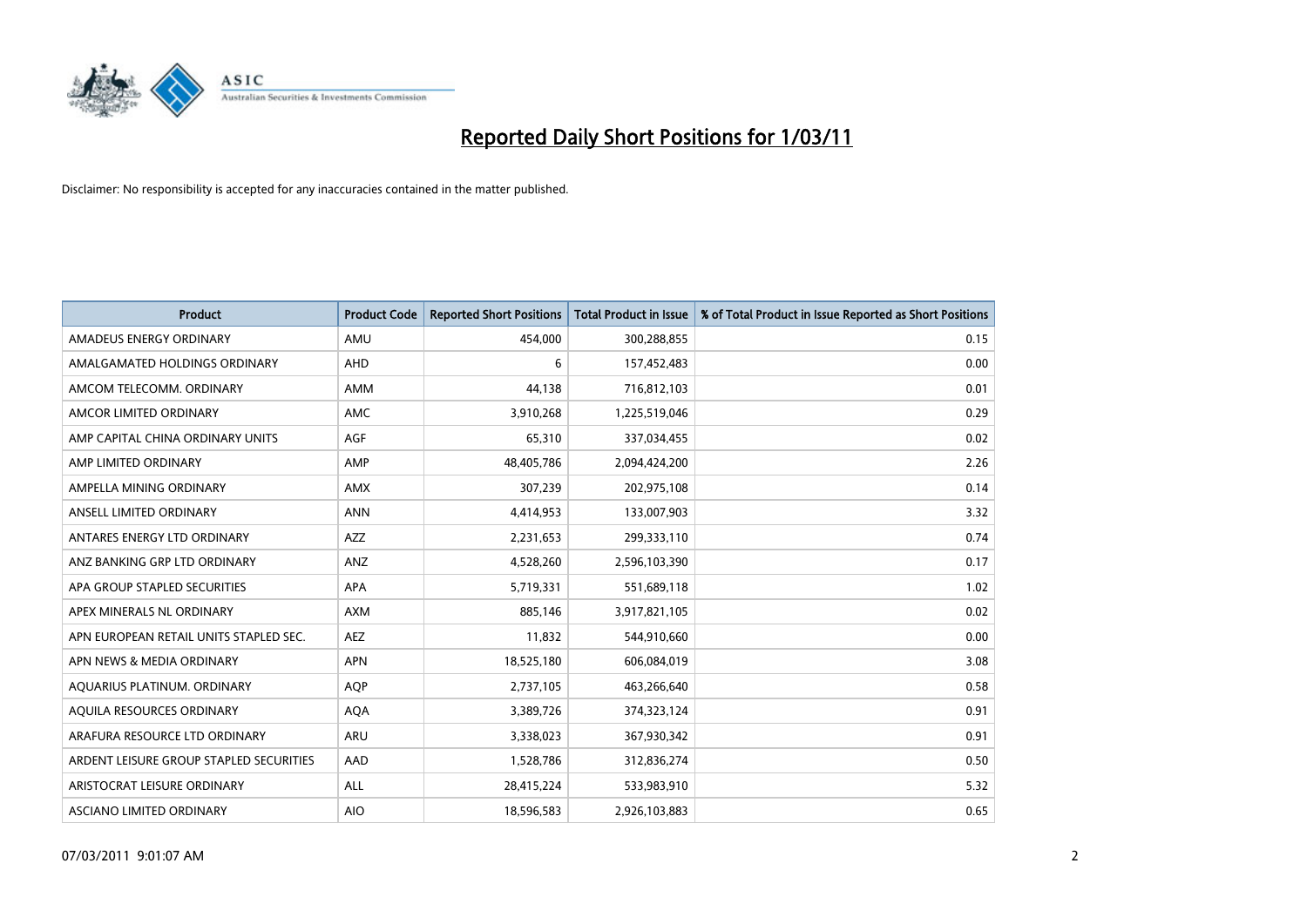# Reported Daily Short Positions for 1/03/11

Disclaimer: No responsibility is accepted for any inaccuracies contained in the matter published.

| Product | Product Code | Reported Short Positions | Total Product in Issue | % of Total Product in Issue Reported as Short Positions |
|---|---|---|---|---|
| AMADEUS ENERGY ORDINARY | AMU | 454,000 | 300,288,855 | 0.15 |
| AMALGAMATED HOLDINGS ORDINARY | AHD | 6 | 157,452,483 | 0.00 |
| AMCOM TELECOMM. ORDINARY | AMM | 44,138 | 716,812,103 | 0.01 |
| AMCOR LIMITED ORDINARY | AMC | 3,910,268 | 1,225,519,046 | 0.29 |
| AMP CAPITAL CHINA ORDINARY UNITS | AGF | 65,310 | 337,034,455 | 0.02 |
| AMP LIMITED ORDINARY | AMP | 48,405,786 | 2,094,424,200 | 2.26 |
| AMPELLA MINING ORDINARY | AMX | 307,239 | 202,975,108 | 0.14 |
| ANSELL LIMITED ORDINARY | ANN | 4,414,953 | 133,007,903 | 3.32 |
| ANTARES ENERGY LTD ORDINARY | AZZ | 2,231,653 | 299,333,110 | 0.74 |
| ANZ BANKING GRP LTD ORDINARY | ANZ | 4,528,260 | 2,596,103,390 | 0.17 |
| APA GROUP STAPLED SECURITIES | APA | 5,719,331 | 551,689,118 | 1.02 |
| APEX MINERALS NL ORDINARY | AXM | 885,146 | 3,917,821,105 | 0.02 |
| APN EUROPEAN RETAIL UNITS STAPLED SEC. | AEZ | 11,832 | 544,910,660 | 0.00 |
| APN NEWS & MEDIA ORDINARY | APN | 18,525,180 | 606,084,019 | 3.08 |
| AQUARIUS PLATINUM. ORDINARY | AQP | 2,737,105 | 463,266,640 | 0.58 |
| AQUILA RESOURCES ORDINARY | AQA | 3,389,726 | 374,323,124 | 0.91 |
| ARAFURA RESOURCE LTD ORDINARY | ARU | 3,338,023 | 367,930,342 | 0.91 |
| ARDENT LEISURE GROUP STAPLED SECURITIES | AAD | 1,528,786 | 312,836,274 | 0.50 |
| ARISTOCRAT LEISURE ORDINARY | ALL | 28,415,224 | 533,983,910 | 5.32 |
| ASCIANO LIMITED ORDINARY | AIO | 18,596,583 | 2,926,103,883 | 0.65 |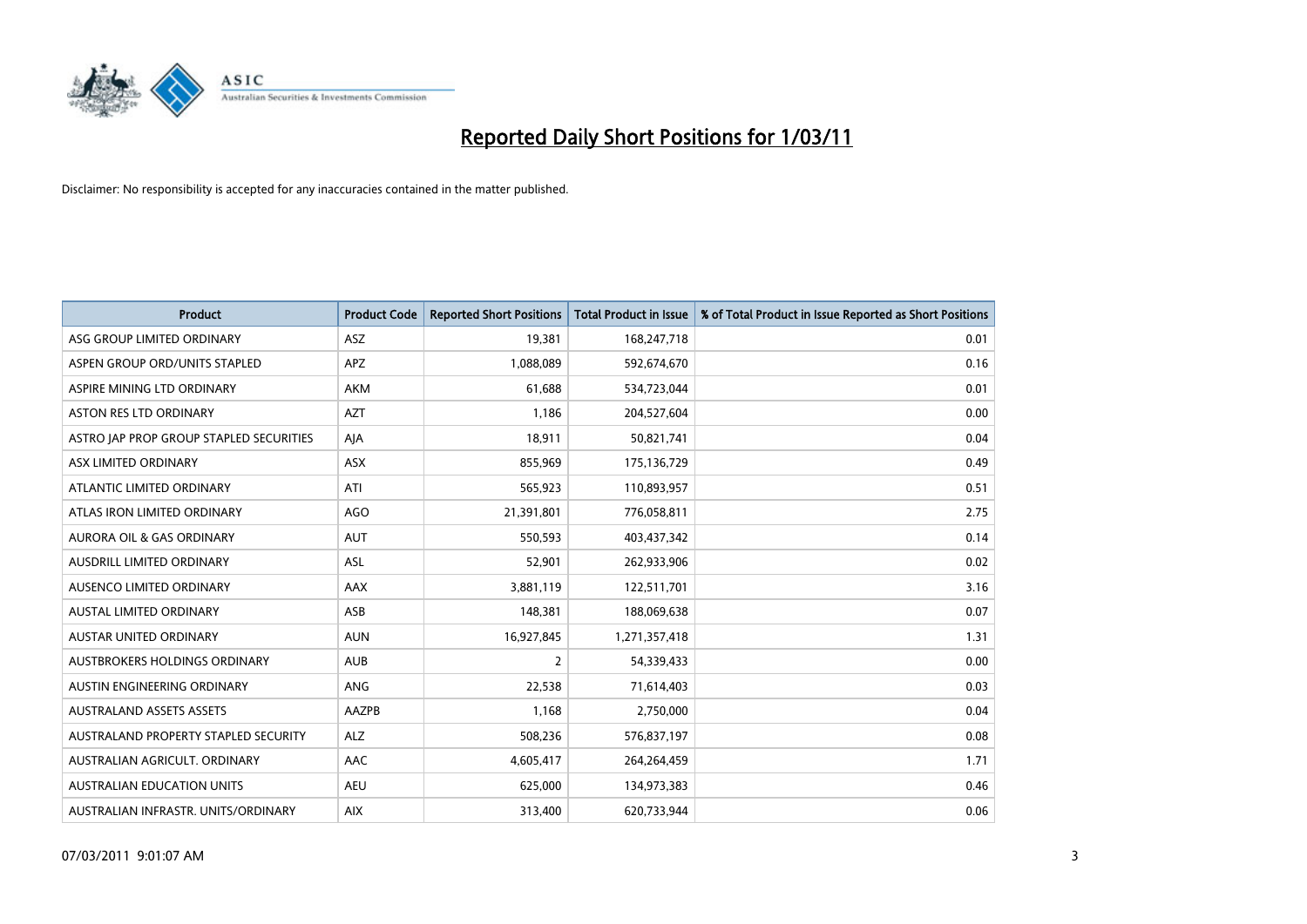# Reported Daily Short Positions for 1/03/11

Disclaimer: No responsibility is accepted for any inaccuracies contained in the matter published.

| Product | Product Code | Reported Short Positions | Total Product in Issue | % of Total Product in Issue Reported as Short Positions |
|---|---|---|---|---|
| ASG GROUP LIMITED ORDINARY | ASZ | 19,381 | 168,247,718 | 0.01 |
| ASPEN GROUP ORD/UNITS STAPLED | APZ | 1,088,089 | 592,674,670 | 0.16 |
| ASPIRE MINING LTD ORDINARY | AKM | 61,688 | 534,723,044 | 0.01 |
| ASTON RES LTD ORDINARY | AZT | 1,186 | 204,527,604 | 0.00 |
| ASTRO JAP PROP GROUP STAPLED SECURITIES | AJA | 18,911 | 50,821,741 | 0.04 |
| ASX LIMITED ORDINARY | ASX | 855,969 | 175,136,729 | 0.49 |
| ATLANTIC LIMITED ORDINARY | ATI | 565,923 | 110,893,957 | 0.51 |
| ATLAS IRON LIMITED ORDINARY | AGO | 21,391,801 | 776,058,811 | 2.75 |
| AURORA OIL & GAS ORDINARY | AUT | 550,593 | 403,437,342 | 0.14 |
| AUSDRILL LIMITED ORDINARY | ASL | 52,901 | 262,933,906 | 0.02 |
| AUSENCO LIMITED ORDINARY | AAX | 3,881,119 | 122,511,701 | 3.16 |
| AUSTAL LIMITED ORDINARY | ASB | 148,381 | 188,069,638 | 0.07 |
| AUSTAR UNITED ORDINARY | AUN | 16,927,845 | 1,271,357,418 | 1.31 |
| AUSTBROKERS HOLDINGS ORDINARY | AUB | 2 | 54,339,433 | 0.00 |
| AUSTIN ENGINEERING ORDINARY | ANG | 22,538 | 71,614,403 | 0.03 |
| AUSTRALAND ASSETS ASSETS | AAZPB | 1,168 | 2,750,000 | 0.04 |
| AUSTRALAND PROPERTY STAPLED SECURITY | ALZ | 508,236 | 576,837,197 | 0.08 |
| AUSTRALIAN AGRICULT. ORDINARY | AAC | 4,605,417 | 264,264,459 | 1.71 |
| AUSTRALIAN EDUCATION UNITS | AEU | 625,000 | 134,973,383 | 0.46 |
| AUSTRALIAN INFRASTR. UNITS/ORDINARY | AIX | 313,400 | 620,733,944 | 0.06 |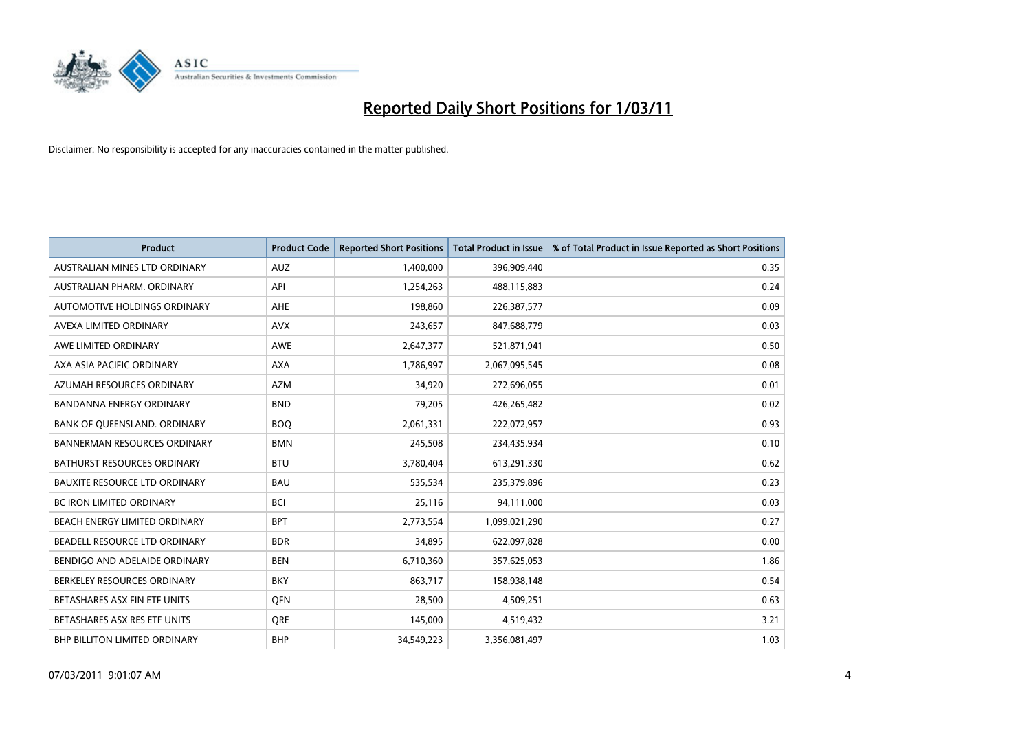# Reported Daily Short Positions for 1/03/11

Disclaimer: No responsibility is accepted for any inaccuracies contained in the matter published.

| Product | Product Code | Reported Short Positions | Total Product in Issue | % of Total Product in Issue Reported as Short Positions |
|---|---|---|---|---|
| AUSTRALIAN MINES LTD ORDINARY | AUZ | 1,400,000 | 396,909,440 | 0.35 |
| AUSTRALIAN PHARM. ORDINARY | API | 1,254,263 | 488,115,883 | 0.24 |
| AUTOMOTIVE HOLDINGS ORDINARY | AHE | 198,860 | 226,387,577 | 0.09 |
| AVEXA LIMITED ORDINARY | AVX | 243,657 | 847,688,779 | 0.03 |
| AWE LIMITED ORDINARY | AWE | 2,647,377 | 521,871,941 | 0.50 |
| AXA ASIA PACIFIC ORDINARY | AXA | 1,786,997 | 2,067,095,545 | 0.08 |
| AZUMAH RESOURCES ORDINARY | AZM | 34,920 | 272,696,055 | 0.01 |
| BANDANNA ENERGY ORDINARY | BND | 79,205 | 426,265,482 | 0.02 |
| BANK OF QUEENSLAND. ORDINARY | BOQ | 2,061,331 | 222,072,957 | 0.93 |
| BANNERMAN RESOURCES ORDINARY | BMN | 245,508 | 234,435,934 | 0.10 |
| BATHURST RESOURCES ORDINARY | BTU | 3,780,404 | 613,291,330 | 0.62 |
| BAUXITE RESOURCE LTD ORDINARY | BAU | 535,534 | 235,379,896 | 0.23 |
| BC IRON LIMITED ORDINARY | BCI | 25,116 | 94,111,000 | 0.03 |
| BEACH ENERGY LIMITED ORDINARY | BPT | 2,773,554 | 1,099,021,290 | 0.27 |
| BEADELL RESOURCE LTD ORDINARY | BDR | 34,895 | 622,097,828 | 0.00 |
| BENDIGO AND ADELAIDE ORDINARY | BEN | 6,710,360 | 357,625,053 | 1.86 |
| BERKELEY RESOURCES ORDINARY | BKY | 863,717 | 158,938,148 | 0.54 |
| BETASHARES ASX FIN ETF UNITS | QFN | 28,500 | 4,509,251 | 0.63 |
| BETASHARES ASX RES ETF UNITS | QRE | 145,000 | 4,519,432 | 3.21 |
| BHP BILLITON LIMITED ORDINARY | BHP | 34,549,223 | 3,356,081,497 | 1.03 |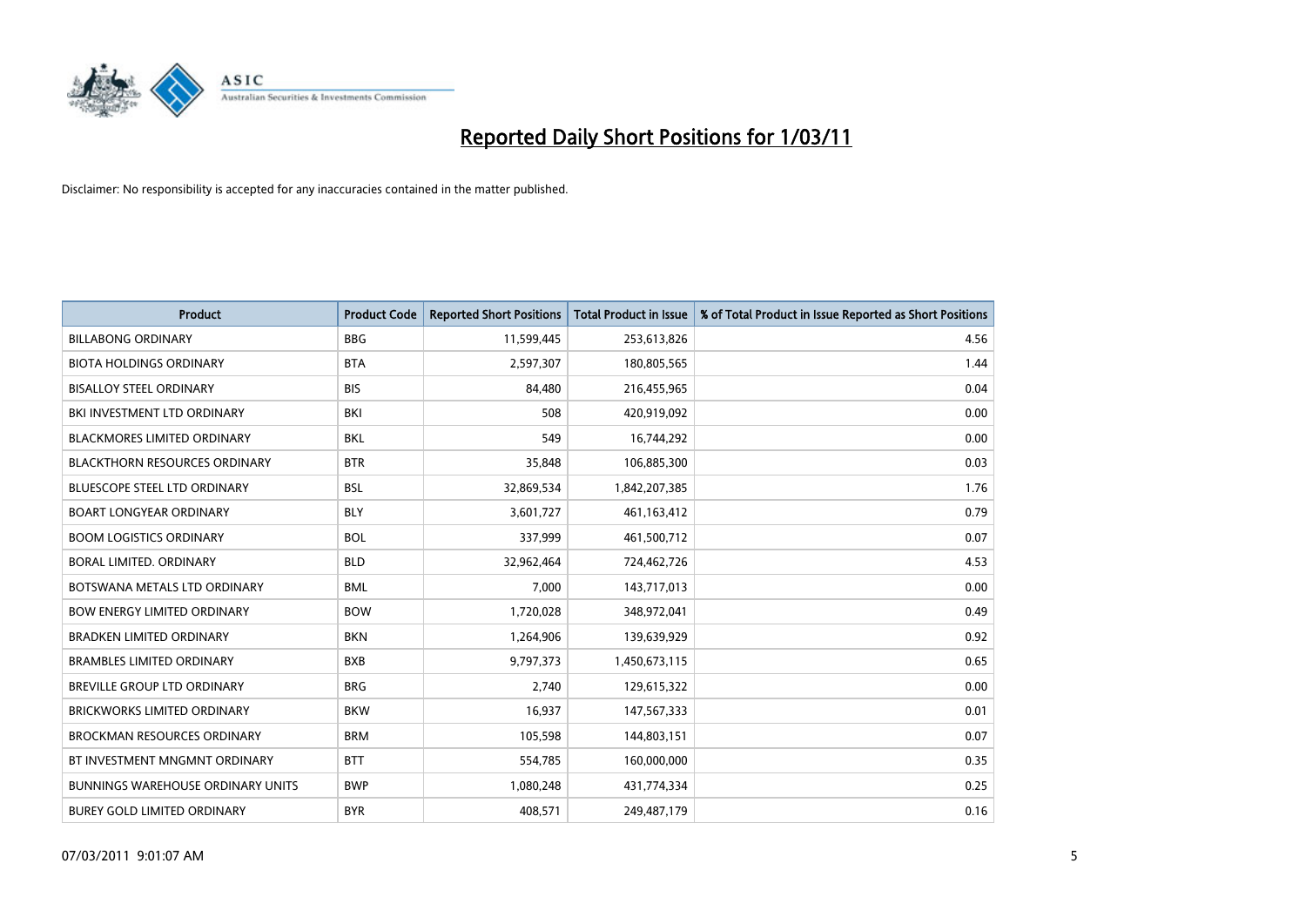# Reported Daily Short Positions for 1/03/11

Disclaimer: No responsibility is accepted for any inaccuracies contained in the matter published.

| Product | Product Code | Reported Short Positions | Total Product in Issue | % of Total Product in Issue Reported as Short Positions |
|---|---|---|---|---|
| BILLABONG ORDINARY | BBG | 11,599,445 | 253,613,826 | 4.56 |
| BIOTA HOLDINGS ORDINARY | BTA | 2,597,307 | 180,805,565 | 1.44 |
| BISALLOY STEEL ORDINARY | BIS | 84,480 | 216,455,965 | 0.04 |
| BKI INVESTMENT LTD ORDINARY | BKI | 508 | 420,919,092 | 0.00 |
| BLACKMORES LIMITED ORDINARY | BKL | 549 | 16,744,292 | 0.00 |
| BLACKTHORN RESOURCES ORDINARY | BTR | 35,848 | 106,885,300 | 0.03 |
| BLUESCOPE STEEL LTD ORDINARY | BSL | 32,869,534 | 1,842,207,385 | 1.76 |
| BOART LONGYEAR ORDINARY | BLY | 3,601,727 | 461,163,412 | 0.79 |
| BOOM LOGISTICS ORDINARY | BOL | 337,999 | 461,500,712 | 0.07 |
| BORAL LIMITED. ORDINARY | BLD | 32,962,464 | 724,462,726 | 4.53 |
| BOTSWANA METALS LTD ORDINARY | BML | 7,000 | 143,717,013 | 0.00 |
| BOW ENERGY LIMITED ORDINARY | BOW | 1,720,028 | 348,972,041 | 0.49 |
| BRADKEN LIMITED ORDINARY | BKN | 1,264,906 | 139,639,929 | 0.92 |
| BRAMBLES LIMITED ORDINARY | BXB | 9,797,373 | 1,450,673,115 | 0.65 |
| BREVILLE GROUP LTD ORDINARY | BRG | 2,740 | 129,615,322 | 0.00 |
| BRICKWORKS LIMITED ORDINARY | BKW | 16,937 | 147,567,333 | 0.01 |
| BROCKMAN RESOURCES ORDINARY | BRM | 105,598 | 144,803,151 | 0.07 |
| BT INVESTMENT MNGMNT ORDINARY | BTT | 554,785 | 160,000,000 | 0.35 |
| BUNNINGS WAREHOUSE ORDINARY UNITS | BWP | 1,080,248 | 431,774,334 | 0.25 |
| BUREY GOLD LIMITED ORDINARY | BYR | 408,571 | 249,487,179 | 0.16 |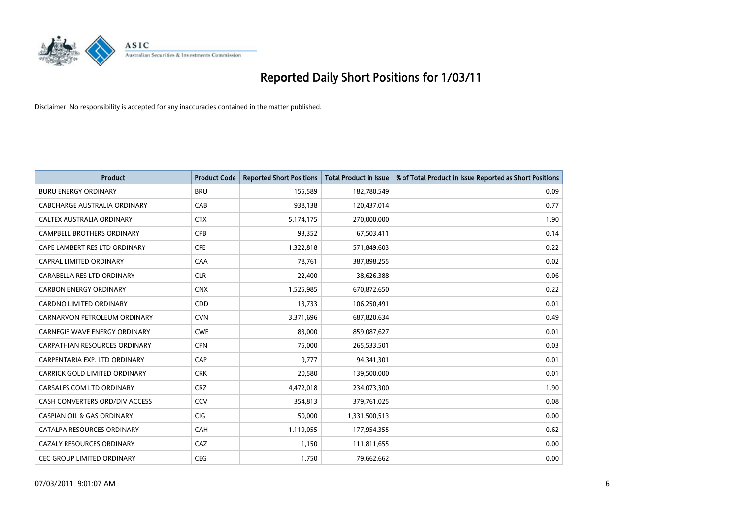# Reported Daily Short Positions for 1/03/11

Disclaimer: No responsibility is accepted for any inaccuracies contained in the matter published.

| Product | Product Code | Reported Short Positions | Total Product in Issue | % of Total Product in Issue Reported as Short Positions |
|---|---|---|---|---|
| BURU ENERGY ORDINARY | BRU | 155,589 | 182,780,549 | 0.09 |
| CABCHARGE AUSTRALIA ORDINARY | CAB | 938,138 | 120,437,014 | 0.77 |
| CALTEX AUSTRALIA ORDINARY | CTX | 5,174,175 | 270,000,000 | 1.90 |
| CAMPBELL BROTHERS ORDINARY | CPB | 93,352 | 67,503,411 | 0.14 |
| CAPE LAMBERT RES LTD ORDINARY | CFE | 1,322,818 | 571,849,603 | 0.22 |
| CAPRAL LIMITED ORDINARY | CAA | 78,761 | 387,898,255 | 0.02 |
| CARABELLA RES LTD ORDINARY | CLR | 22,400 | 38,626,388 | 0.06 |
| CARBON ENERGY ORDINARY | CNX | 1,525,985 | 670,872,650 | 0.22 |
| CARDNO LIMITED ORDINARY | CDD | 13,733 | 106,250,491 | 0.01 |
| CARNARVON PETROLEUM ORDINARY | CVN | 3,371,696 | 687,820,634 | 0.49 |
| CARNEGIE WAVE ENERGY ORDINARY | CWE | 83,000 | 859,087,627 | 0.01 |
| CARPATHIAN RESOURCES ORDINARY | CPN | 75,000 | 265,533,501 | 0.03 |
| CARPENTARIA EXP. LTD ORDINARY | CAP | 9,777 | 94,341,301 | 0.01 |
| CARRICK GOLD LIMITED ORDINARY | CRK | 20,580 | 139,500,000 | 0.01 |
| CARSALES.COM LTD ORDINARY | CRZ | 4,472,018 | 234,073,300 | 1.90 |
| CASH CONVERTERS ORD/DIV ACCESS | CCV | 354,813 | 379,761,025 | 0.08 |
| CASPIAN OIL & GAS ORDINARY | CIG | 50,000 | 1,331,500,513 | 0.00 |
| CATALPA RESOURCES ORDINARY | CAH | 1,119,055 | 177,954,355 | 0.62 |
| CAZALY RESOURCES ORDINARY | CAZ | 1,150 | 111,811,655 | 0.00 |
| CEC GROUP LIMITED ORDINARY | CEG | 1,750 | 79,662,662 | 0.00 |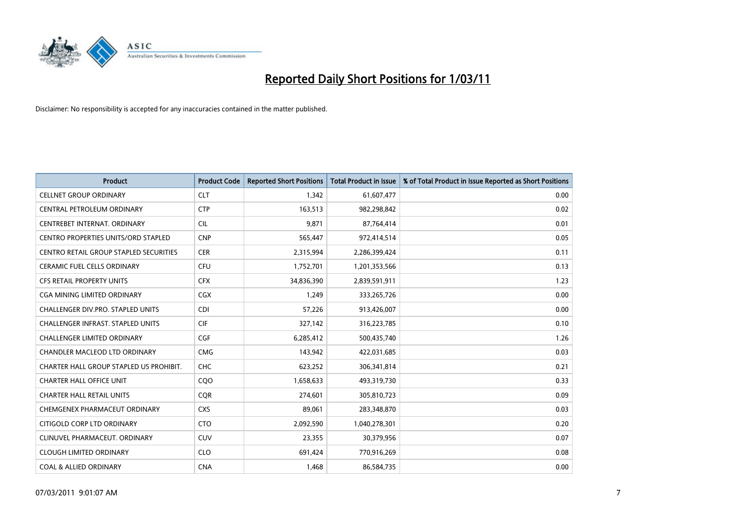# Reported Daily Short Positions for 1/03/11

Disclaimer: No responsibility is accepted for any inaccuracies contained in the matter published.

| Product | Product Code | Reported Short Positions | Total Product in Issue | % of Total Product in Issue Reported as Short Positions |
|---|---|---|---|---|
| CELLNET GROUP ORDINARY | CLT | 1,342 | 61,607,477 | 0.00 |
| CENTRAL PETROLEUM ORDINARY | CTP | 163,513 | 982,298,842 | 0.02 |
| CENTREBET INTERNAT. ORDINARY | CIL | 9,871 | 87,764,414 | 0.01 |
| CENTRO PROPERTIES UNITS/ORD STAPLED | CNP | 565,447 | 972,414,514 | 0.05 |
| CENTRO RETAIL GROUP STAPLED SECURITIES | CER | 2,315,994 | 2,286,399,424 | 0.11 |
| CERAMIC FUEL CELLS ORDINARY | CFU | 1,752,701 | 1,201,353,566 | 0.13 |
| CFS RETAIL PROPERTY UNITS | CFX | 34,836,390 | 2,839,591,911 | 1.23 |
| CGA MINING LIMITED ORDINARY | CGX | 1,249 | 333,265,726 | 0.00 |
| CHALLENGER DIV.PRO. STAPLED UNITS | CDI | 57,226 | 913,426,007 | 0.00 |
| CHALLENGER INFRAST. STAPLED UNITS | CIF | 327,142 | 316,223,785 | 0.10 |
| CHALLENGER LIMITED ORDINARY | CGF | 6,285,412 | 500,435,740 | 1.26 |
| CHANDLER MACLEOD LTD ORDINARY | CMG | 143,942 | 422,031,685 | 0.03 |
| CHARTER HALL GROUP STAPLED US PROHIBIT. | CHC | 623,252 | 306,341,814 | 0.21 |
| CHARTER HALL OFFICE UNIT | CQO | 1,658,633 | 493,319,730 | 0.33 |
| CHARTER HALL RETAIL UNITS | CQR | 274,601 | 305,810,723 | 0.09 |
| CHEMGENEX PHARMACEUT ORDINARY | CXS | 89,061 | 283,348,870 | 0.03 |
| CITIGOLD CORP LTD ORDINARY | CTO | 2,092,590 | 1,040,278,301 | 0.20 |
| CLINUVEL PHARMACEUT. ORDINARY | CUV | 23,355 | 30,379,956 | 0.07 |
| CLOUGH LIMITED ORDINARY | CLO | 691,424 | 770,916,269 | 0.08 |
| COAL & ALLIED ORDINARY | CNA | 1,468 | 86,584,735 | 0.00 |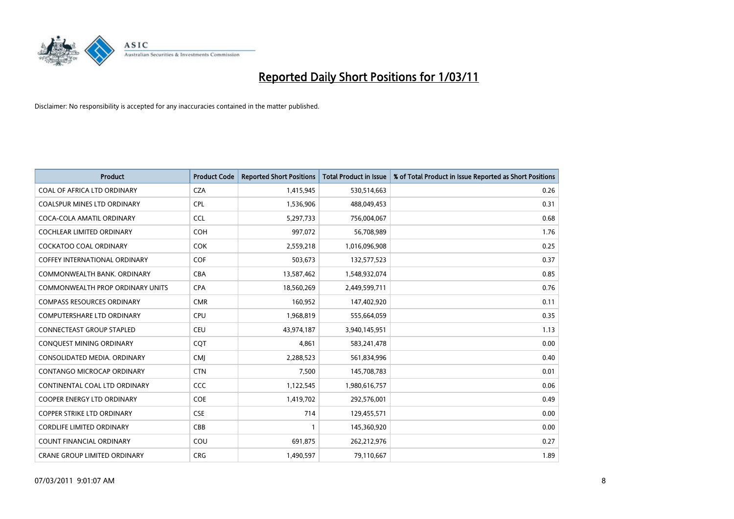# Reported Daily Short Positions for 1/03/11

Disclaimer: No responsibility is accepted for any inaccuracies contained in the matter published.

| Product | Product Code | Reported Short Positions | Total Product in Issue | % of Total Product in Issue Reported as Short Positions |
|---|---|---|---|---|
| COAL OF AFRICA LTD ORDINARY | CZA | 1,415,945 | 530,514,663 | 0.26 |
| COALSPUR MINES LTD ORDINARY | CPL | 1,536,906 | 488,049,453 | 0.31 |
| COCA-COLA AMATIL ORDINARY | CCL | 5,297,733 | 756,004,067 | 0.68 |
| COCHLEAR LIMITED ORDINARY | COH | 997,072 | 56,708,989 | 1.76 |
| COCKATOO COAL ORDINARY | COK | 2,559,218 | 1,016,096,908 | 0.25 |
| COFFEY INTERNATIONAL ORDINARY | COF | 503,673 | 132,577,523 | 0.37 |
| COMMONWEALTH BANK. ORDINARY | CBA | 13,587,462 | 1,548,932,074 | 0.85 |
| COMMONWEALTH PROP ORDINARY UNITS | CPA | 18,560,269 | 2,449,599,711 | 0.76 |
| COMPASS RESOURCES ORDINARY | CMR | 160,952 | 147,402,920 | 0.11 |
| COMPUTERSHARE LTD ORDINARY | CPU | 1,968,819 | 555,664,059 | 0.35 |
| CONNECTEAST GROUP STAPLED | CEU | 43,974,187 | 3,940,145,951 | 1.13 |
| CONQUEST MINING ORDINARY | CQT | 4,861 | 583,241,478 | 0.00 |
| CONSOLIDATED MEDIA. ORDINARY | CMJ | 2,288,523 | 561,834,996 | 0.40 |
| CONTANGO MICROCAP ORDINARY | CTN | 7,500 | 145,708,783 | 0.01 |
| CONTINENTAL COAL LTD ORDINARY | CCC | 1,122,545 | 1,980,616,757 | 0.06 |
| COOPER ENERGY LTD ORDINARY | COE | 1,419,702 | 292,576,001 | 0.49 |
| COPPER STRIKE LTD ORDINARY | CSE | 714 | 129,455,571 | 0.00 |
| CORDLIFE LIMITED ORDINARY | CBB | 1 | 145,360,920 | 0.00 |
| COUNT FINANCIAL ORDINARY | COU | 691,875 | 262,212,976 | 0.27 |
| CRANE GROUP LIMITED ORDINARY | CRG | 1,490,597 | 79,110,667 | 1.89 |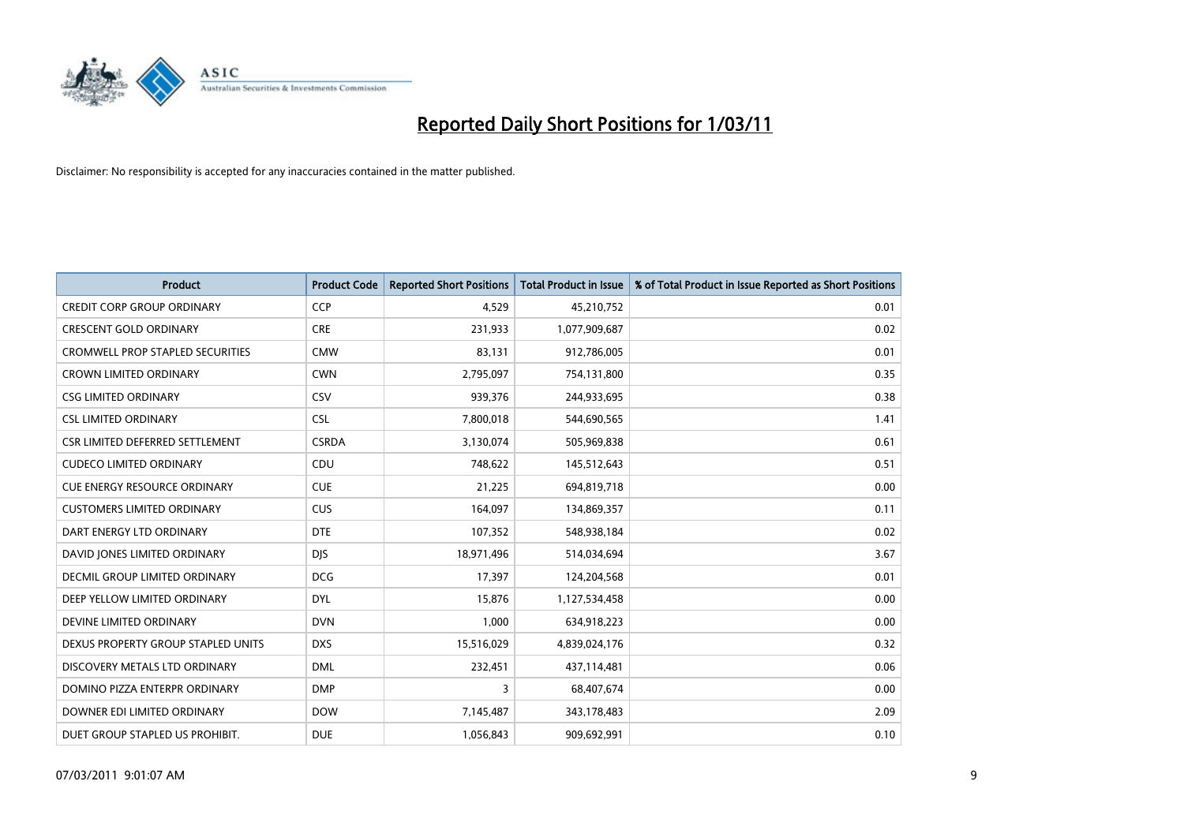# Reported Daily Short Positions for 1/03/11

Disclaimer: No responsibility is accepted for any inaccuracies contained in the matter published.

| Product | Product Code | Reported Short Positions | Total Product in Issue | % of Total Product in Issue Reported as Short Positions |
|---|---|---|---|---|
| CREDIT CORP GROUP ORDINARY | CCP | 4,529 | 45,210,752 | 0.01 |
| CRESCENT GOLD ORDINARY | CRE | 231,933 | 1,077,909,687 | 0.02 |
| CROMWELL PROP STAPLED SECURITIES | CMW | 83,131 | 912,786,005 | 0.01 |
| CROWN LIMITED ORDINARY | CWN | 2,795,097 | 754,131,800 | 0.35 |
| CSG LIMITED ORDINARY | CSV | 939,376 | 244,933,695 | 0.38 |
| CSL LIMITED ORDINARY | CSL | 7,800,018 | 544,690,565 | 1.41 |
| CSR LIMITED DEFERRED SETTLEMENT | CSRDA | 3,130,074 | 505,969,838 | 0.61 |
| CUDECO LIMITED ORDINARY | CDU | 748,622 | 145,512,643 | 0.51 |
| CUE ENERGY RESOURCE ORDINARY | CUE | 21,225 | 694,819,718 | 0.00 |
| CUSTOMERS LIMITED ORDINARY | CUS | 164,097 | 134,869,357 | 0.11 |
| DART ENERGY LTD ORDINARY | DTE | 107,352 | 548,938,184 | 0.02 |
| DAVID JONES LIMITED ORDINARY | DJS | 18,971,496 | 514,034,694 | 3.67 |
| DECMIL GROUP LIMITED ORDINARY | DCG | 17,397 | 124,204,568 | 0.01 |
| DEEP YELLOW LIMITED ORDINARY | DYL | 15,876 | 1,127,534,458 | 0.00 |
| DEVINE LIMITED ORDINARY | DVN | 1,000 | 634,918,223 | 0.00 |
| DEXUS PROPERTY GROUP STAPLED UNITS | DXS | 15,516,029 | 4,839,024,176 | 0.32 |
| DISCOVERY METALS LTD ORDINARY | DML | 232,451 | 437,114,481 | 0.06 |
| DOMINO PIZZA ENTERPR ORDINARY | DMP | 3 | 68,407,674 | 0.00 |
| DOWNER EDI LIMITED ORDINARY | DOW | 7,145,487 | 343,178,483 | 2.09 |
| DUET GROUP STAPLED US PROHIBIT. | DUE | 1,056,843 | 909,692,991 | 0.10 |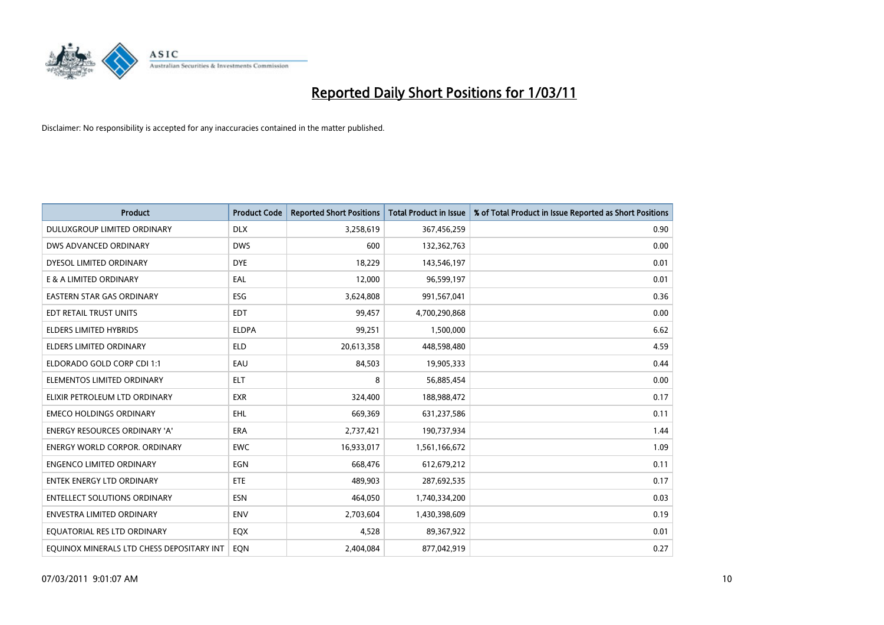# Reported Daily Short Positions for 1/03/11

Disclaimer: No responsibility is accepted for any inaccuracies contained in the matter published.

| Product | Product Code | Reported Short Positions | Total Product in Issue | % of Total Product in Issue Reported as Short Positions |
|---|---|---|---|---|
| DULUXGROUP LIMITED ORDINARY | DLX | 3,258,619 | 367,456,259 | 0.90 |
| DWS ADVANCED ORDINARY | DWS | 600 | 132,362,763 | 0.00 |
| DYESOL LIMITED ORDINARY | DYE | 18,229 | 143,546,197 | 0.01 |
| E & A LIMITED ORDINARY | EAL | 12,000 | 96,599,197 | 0.01 |
| EASTERN STAR GAS ORDINARY | ESG | 3,624,808 | 991,567,041 | 0.36 |
| EDT RETAIL TRUST UNITS | EDT | 99,457 | 4,700,290,868 | 0.00 |
| ELDERS LIMITED HYBRIDS | ELDPA | 99,251 | 1,500,000 | 6.62 |
| ELDERS LIMITED ORDINARY | ELD | 20,613,358 | 448,598,480 | 4.59 |
| ELDORADO GOLD CORP CDI 1:1 | EAU | 84,503 | 19,905,333 | 0.44 |
| ELEMENTOS LIMITED ORDINARY | ELT | 8 | 56,885,454 | 0.00 |
| ELIXIR PETROLEUM LTD ORDINARY | EXR | 324,400 | 188,988,472 | 0.17 |
| EMECO HOLDINGS ORDINARY | EHL | 669,369 | 631,237,586 | 0.11 |
| ENERGY RESOURCES ORDINARY 'A' | ERA | 2,737,421 | 190,737,934 | 1.44 |
| ENERGY WORLD CORPOR. ORDINARY | EWC | 16,933,017 | 1,561,166,672 | 1.09 |
| ENGENCO LIMITED ORDINARY | EGN | 668,476 | 612,679,212 | 0.11 |
| ENTEK ENERGY LTD ORDINARY | ETE | 489,903 | 287,692,535 | 0.17 |
| ENTELLECT SOLUTIONS ORDINARY | ESN | 464,050 | 1,740,334,200 | 0.03 |
| ENVESTRA LIMITED ORDINARY | ENV | 2,703,604 | 1,430,398,609 | 0.19 |
| EQUATORIAL RES LTD ORDINARY | EQX | 4,528 | 89,367,922 | 0.01 |
| EQUINOX MINERALS LTD CHESS DEPOSITARY INT | EQN | 2,404,084 | 877,042,919 | 0.27 |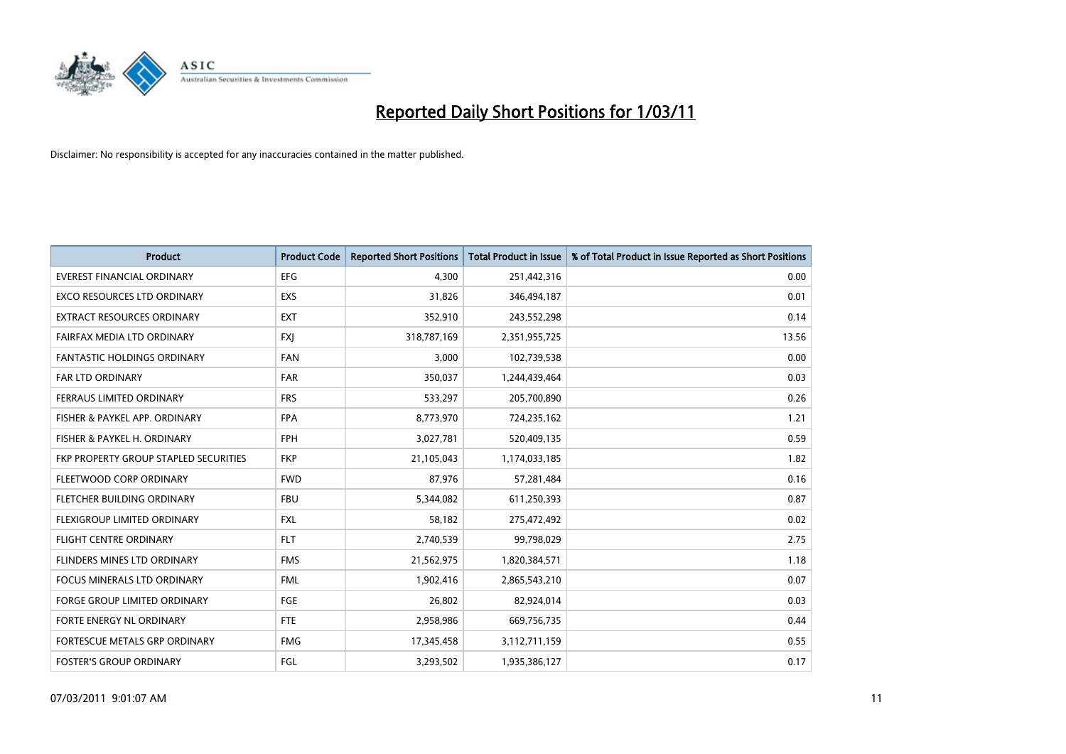# Reported Daily Short Positions for 1/03/11

Disclaimer: No responsibility is accepted for any inaccuracies contained in the matter published.

| Product | Product Code | Reported Short Positions | Total Product in Issue | % of Total Product in Issue Reported as Short Positions |
|---|---|---|---|---|
| EVEREST FINANCIAL ORDINARY | EFG | 4,300 | 251,442,316 | 0.00 |
| EXCO RESOURCES LTD ORDINARY | EXS | 31,826 | 346,494,187 | 0.01 |
| EXTRACT RESOURCES ORDINARY | EXT | 352,910 | 243,552,298 | 0.14 |
| FAIRFAX MEDIA LTD ORDINARY | FXJ | 318,787,169 | 2,351,955,725 | 13.56 |
| FANTASTIC HOLDINGS ORDINARY | FAN | 3,000 | 102,739,538 | 0.00 |
| FAR LTD ORDINARY | FAR | 350,037 | 1,244,439,464 | 0.03 |
| FERRAUS LIMITED ORDINARY | FRS | 533,297 | 205,700,890 | 0.26 |
| FISHER & PAYKEL APP. ORDINARY | FPA | 8,773,970 | 724,235,162 | 1.21 |
| FISHER & PAYKEL H. ORDINARY | FPH | 3,027,781 | 520,409,135 | 0.59 |
| FKP PROPERTY GROUP STAPLED SECURITIES | FKP | 21,105,043 | 1,174,033,185 | 1.82 |
| FLEETWOOD CORP ORDINARY | FWD | 87,976 | 57,281,484 | 0.16 |
| FLETCHER BUILDING ORDINARY | FBU | 5,344,082 | 611,250,393 | 0.87 |
| FLEXIGROUP LIMITED ORDINARY | FXL | 58,182 | 275,472,492 | 0.02 |
| FLIGHT CENTRE ORDINARY | FLT | 2,740,539 | 99,798,029 | 2.75 |
| FLINDERS MINES LTD ORDINARY | FMS | 21,562,975 | 1,820,384,571 | 1.18 |
| FOCUS MINERALS LTD ORDINARY | FML | 1,902,416 | 2,865,543,210 | 0.07 |
| FORGE GROUP LIMITED ORDINARY | FGE | 26,802 | 82,924,014 | 0.03 |
| FORTE ENERGY NL ORDINARY | FTE | 2,958,986 | 669,756,735 | 0.44 |
| FORTESCUE METALS GRP ORDINARY | FMG | 17,345,458 | 3,112,711,159 | 0.55 |
| FOSTER'S GROUP ORDINARY | FGL | 3,293,502 | 1,935,386,127 | 0.17 |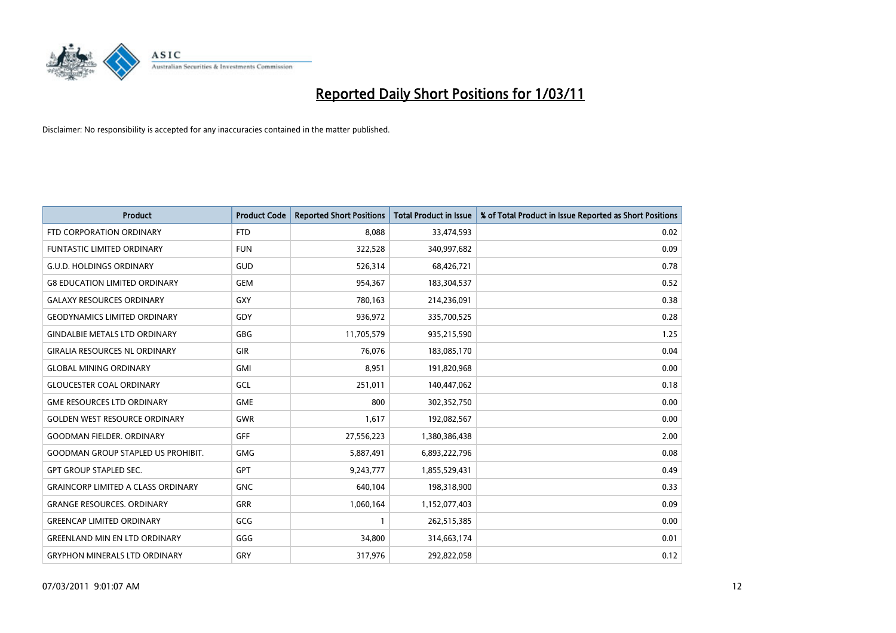# Reported Daily Short Positions for 1/03/11

Disclaimer: No responsibility is accepted for any inaccuracies contained in the matter published.

| Product | Product Code | Reported Short Positions | Total Product in Issue | % of Total Product in Issue Reported as Short Positions |
|---|---|---|---|---|
| FTD CORPORATION ORDINARY | FTD | 8,088 | 33,474,593 | 0.02 |
| FUNTASTIC LIMITED ORDINARY | FUN | 322,528 | 340,997,682 | 0.09 |
| G.U.D. HOLDINGS ORDINARY | GUD | 526,314 | 68,426,721 | 0.78 |
| G8 EDUCATION LIMITED ORDINARY | GEM | 954,367 | 183,304,537 | 0.52 |
| GALAXY RESOURCES ORDINARY | GXY | 780,163 | 214,236,091 | 0.38 |
| GEODYNAMICS LIMITED ORDINARY | GDY | 936,972 | 335,700,525 | 0.28 |
| GINDALBIE METALS LTD ORDINARY | GBG | 11,705,579 | 935,215,590 | 1.25 |
| GIRALIA RESOURCES NL ORDINARY | GIR | 76,076 | 183,085,170 | 0.04 |
| GLOBAL MINING ORDINARY | GMI | 8,951 | 191,820,968 | 0.00 |
| GLOUCESTER COAL ORDINARY | GCL | 251,011 | 140,447,062 | 0.18 |
| GME RESOURCES LTD ORDINARY | GME | 800 | 302,352,750 | 0.00 |
| GOLDEN WEST RESOURCE ORDINARY | GWR | 1,617 | 192,082,567 | 0.00 |
| GOODMAN FIELDER. ORDINARY | GFF | 27,556,223 | 1,380,386,438 | 2.00 |
| GOODMAN GROUP STAPLED US PROHIBIT. | GMG | 5,887,491 | 6,893,222,796 | 0.08 |
| GPT GROUP STAPLED SEC. | GPT | 9,243,777 | 1,855,529,431 | 0.49 |
| GRAINCORP LIMITED A CLASS ORDINARY | GNC | 640,104 | 198,318,900 | 0.33 |
| GRANGE RESOURCES. ORDINARY | GRR | 1,060,164 | 1,152,077,403 | 0.09 |
| GREENCAP LIMITED ORDINARY | GCG | 1 | 262,515,385 | 0.00 |
| GREENLAND MIN EN LTD ORDINARY | GGG | 34,800 | 314,663,174 | 0.01 |
| GRYPHON MINERALS LTD ORDINARY | GRY | 317,976 | 292,822,058 | 0.12 |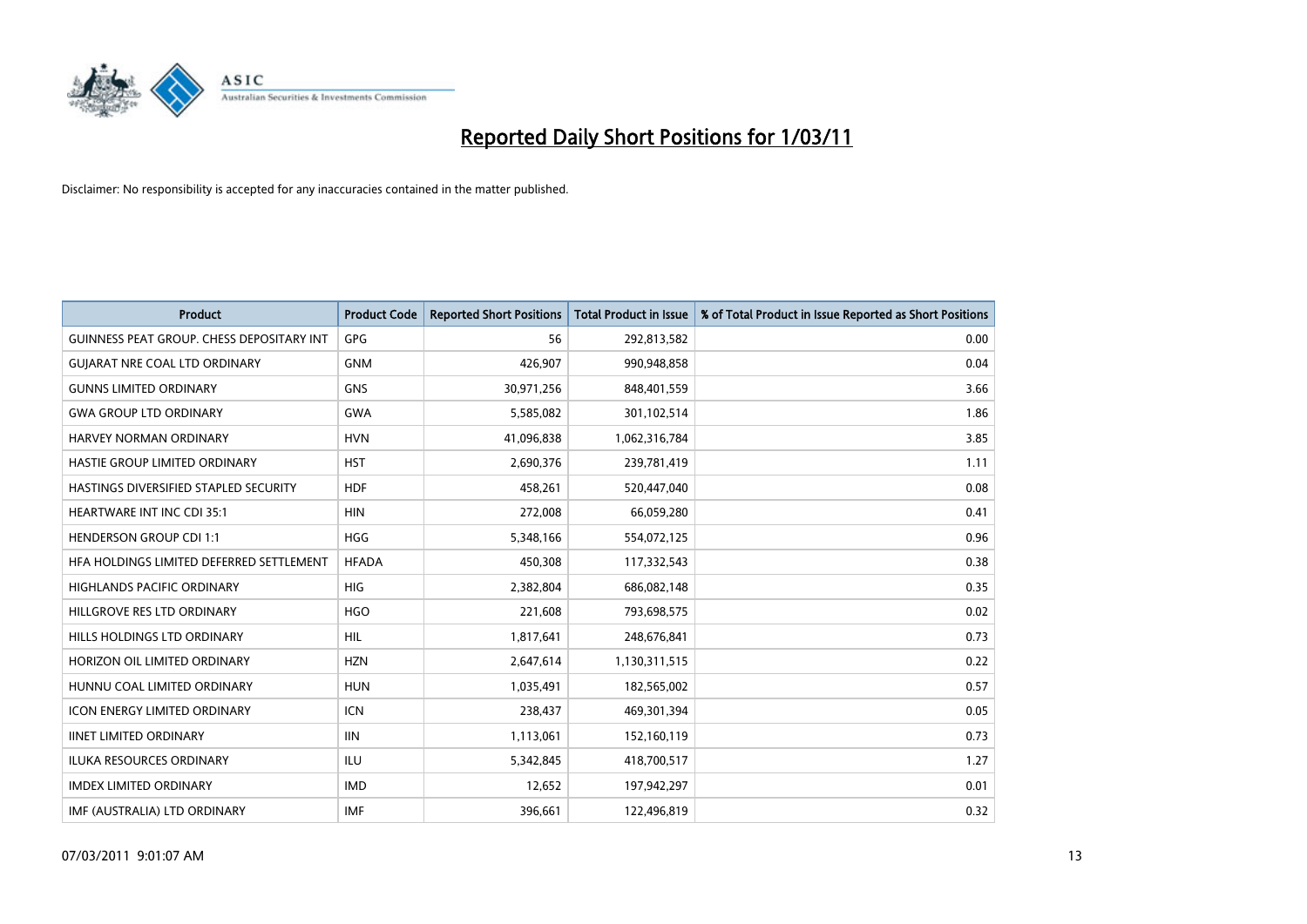# Reported Daily Short Positions for 1/03/11

Disclaimer: No responsibility is accepted for any inaccuracies contained in the matter published.

| Product | Product Code | Reported Short Positions | Total Product in Issue | % of Total Product in Issue Reported as Short Positions |
|---|---|---|---|---|
| GUINNESS PEAT GROUP. CHESS DEPOSITARY INT | GPG | 56 | 292,813,582 | 0.00 |
| GUJARAT NRE COAL LTD ORDINARY | GNM | 426,907 | 990,948,858 | 0.04 |
| GUNNS LIMITED ORDINARY | GNS | 30,971,256 | 848,401,559 | 3.66 |
| GWA GROUP LTD ORDINARY | GWA | 5,585,082 | 301,102,514 | 1.86 |
| HARVEY NORMAN ORDINARY | HVN | 41,096,838 | 1,062,316,784 | 3.85 |
| HASTIE GROUP LIMITED ORDINARY | HST | 2,690,376 | 239,781,419 | 1.11 |
| HASTINGS DIVERSIFIED STAPLED SECURITY | HDF | 458,261 | 520,447,040 | 0.08 |
| HEARTWARE INT INC CDI 35:1 | HIN | 272,008 | 66,059,280 | 0.41 |
| HENDERSON GROUP CDI 1:1 | HGG | 5,348,166 | 554,072,125 | 0.96 |
| HFA HOLDINGS LIMITED DEFERRED SETTLEMENT | HFADA | 450,308 | 117,332,543 | 0.38 |
| HIGHLANDS PACIFIC ORDINARY | HIG | 2,382,804 | 686,082,148 | 0.35 |
| HILLGROVE RES LTD ORDINARY | HGO | 221,608 | 793,698,575 | 0.02 |
| HILLS HOLDINGS LTD ORDINARY | HIL | 1,817,641 | 248,676,841 | 0.73 |
| HORIZON OIL LIMITED ORDINARY | HZN | 2,647,614 | 1,130,311,515 | 0.22 |
| HUNNU COAL LIMITED ORDINARY | HUN | 1,035,491 | 182,565,002 | 0.57 |
| ICON ENERGY LIMITED ORDINARY | ICN | 238,437 | 469,301,394 | 0.05 |
| IINET LIMITED ORDINARY | IIN | 1,113,061 | 152,160,119 | 0.73 |
| ILUKA RESOURCES ORDINARY | ILU | 5,342,845 | 418,700,517 | 1.27 |
| IMDEX LIMITED ORDINARY | IMD | 12,652 | 197,942,297 | 0.01 |
| IMF (AUSTRALIA) LTD ORDINARY | IMF | 396,661 | 122,496,819 | 0.32 |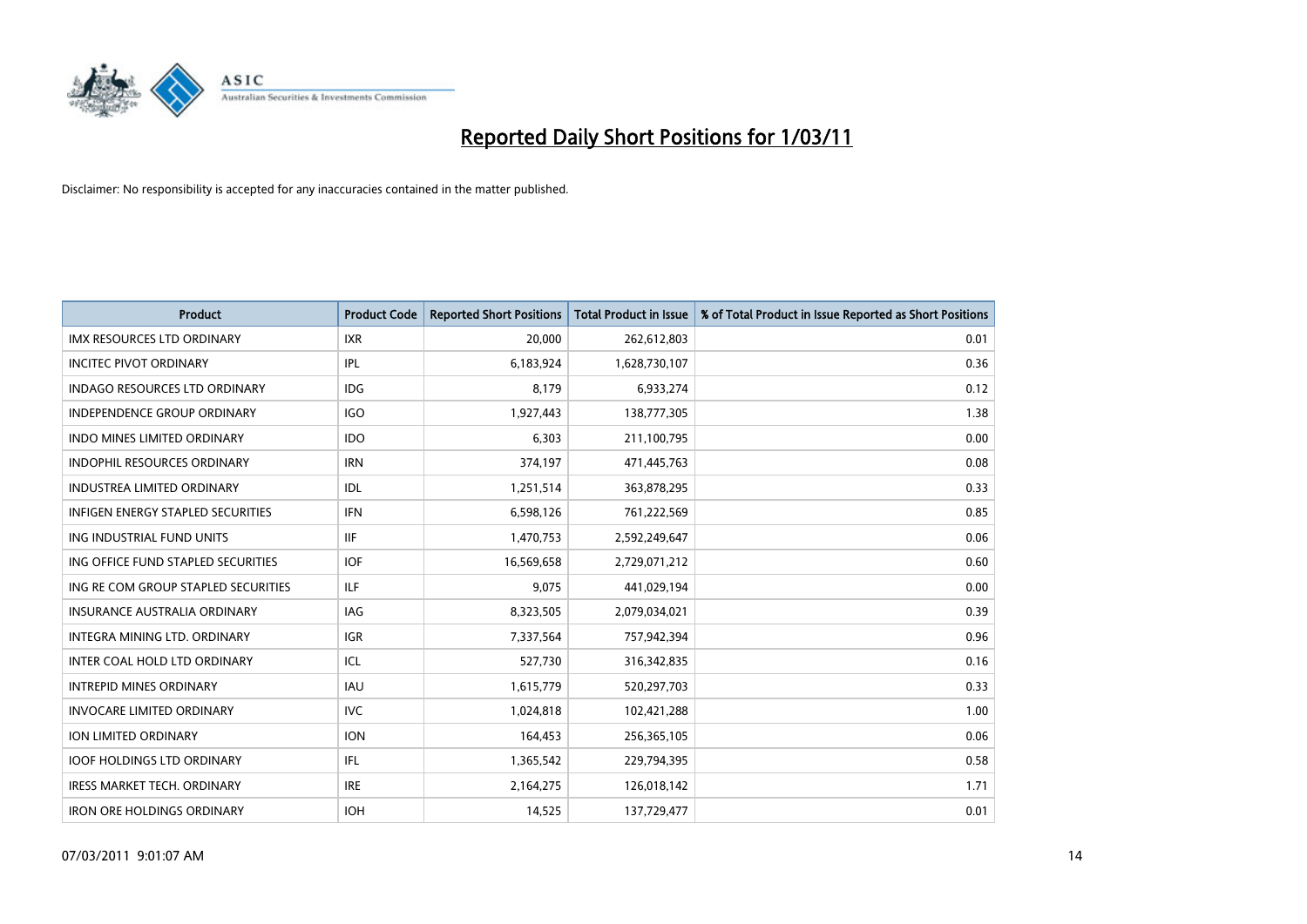# Reported Daily Short Positions for 1/03/11

Disclaimer: No responsibility is accepted for any inaccuracies contained in the matter published.

| Product | Product Code | Reported Short Positions | Total Product in Issue | % of Total Product in Issue Reported as Short Positions |
|---|---|---|---|---|
| IMX RESOURCES LTD ORDINARY | IXR | 20,000 | 262,612,803 | 0.01 |
| INCITEC PIVOT ORDINARY | IPL | 6,183,924 | 1,628,730,107 | 0.36 |
| INDAGO RESOURCES LTD ORDINARY | IDG | 8,179 | 6,933,274 | 0.12 |
| INDEPENDENCE GROUP ORDINARY | IGO | 1,927,443 | 138,777,305 | 1.38 |
| INDO MINES LIMITED ORDINARY | IDO | 6,303 | 211,100,795 | 0.00 |
| INDOPHIL RESOURCES ORDINARY | IRN | 374,197 | 471,445,763 | 0.08 |
| INDUSTREA LIMITED ORDINARY | IDL | 1,251,514 | 363,878,295 | 0.33 |
| INFIGEN ENERGY STAPLED SECURITIES | IFN | 6,598,126 | 761,222,569 | 0.85 |
| ING INDUSTRIAL FUND UNITS | IIF | 1,470,753 | 2,592,249,647 | 0.06 |
| ING OFFICE FUND STAPLED SECURITIES | IOF | 16,569,658 | 2,729,071,212 | 0.60 |
| ING RE COM GROUP STAPLED SECURITIES | ILF | 9,075 | 441,029,194 | 0.00 |
| INSURANCE AUSTRALIA ORDINARY | IAG | 8,323,505 | 2,079,034,021 | 0.39 |
| INTEGRA MINING LTD. ORDINARY | IGR | 7,337,564 | 757,942,394 | 0.96 |
| INTER COAL HOLD LTD ORDINARY | ICL | 527,730 | 316,342,835 | 0.16 |
| INTREPID MINES ORDINARY | IAU | 1,615,779 | 520,297,703 | 0.33 |
| INVOCARE LIMITED ORDINARY | IVC | 1,024,818 | 102,421,288 | 1.00 |
| ION LIMITED ORDINARY | ION | 164,453 | 256,365,105 | 0.06 |
| IOOF HOLDINGS LTD ORDINARY | IFL | 1,365,542 | 229,794,395 | 0.58 |
| IRESS MARKET TECH. ORDINARY | IRE | 2,164,275 | 126,018,142 | 1.71 |
| IRON ORE HOLDINGS ORDINARY | IOH | 14,525 | 137,729,477 | 0.01 |

07/03/2011 9:01:07 AM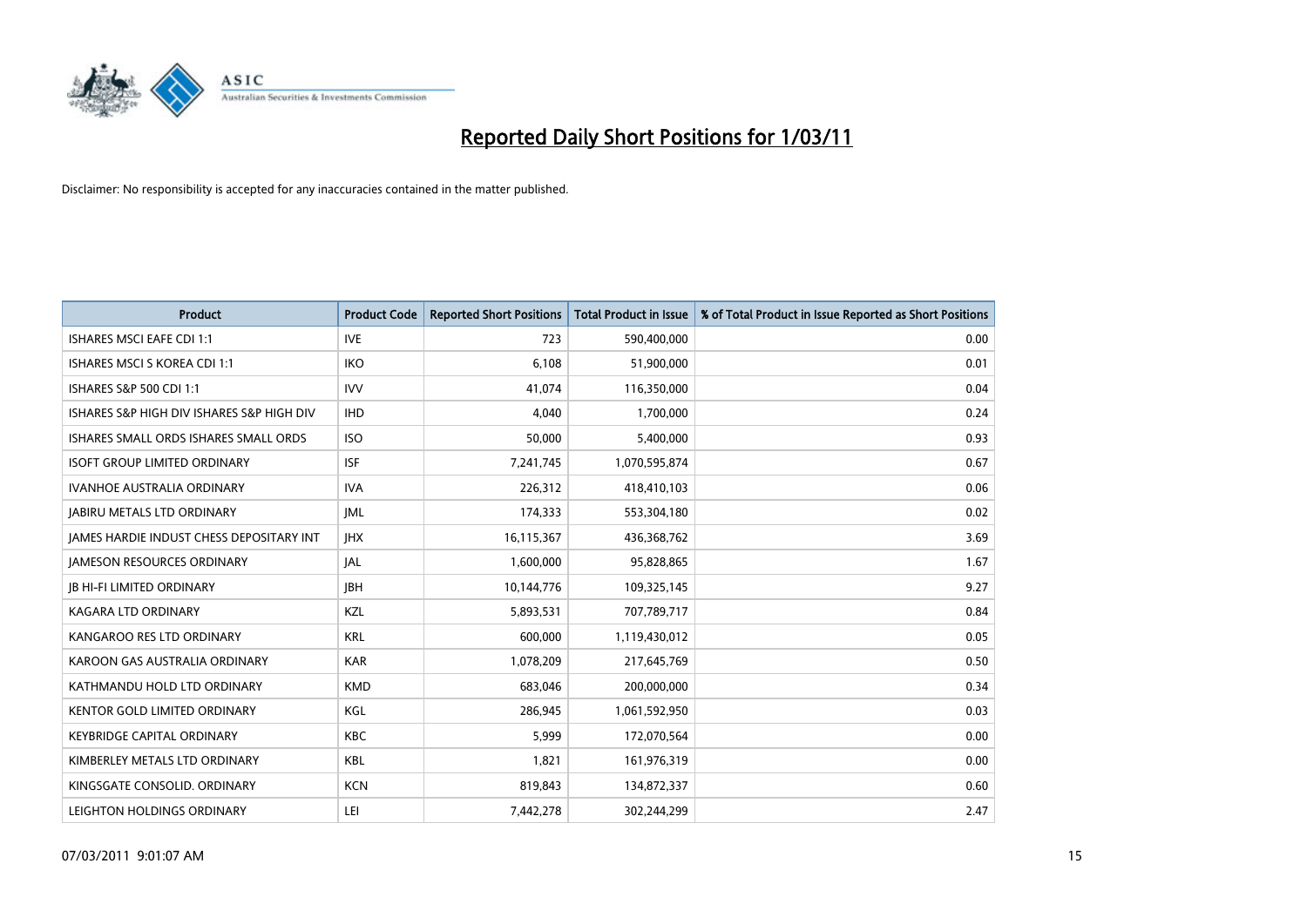# Reported Daily Short Positions for 1/03/11

Disclaimer: No responsibility is accepted for any inaccuracies contained in the matter published.

| Product | Product Code | Reported Short Positions | Total Product in Issue | % of Total Product in Issue Reported as Short Positions |
|---|---|---|---|---|
| ISHARES MSCI EAFE CDI 1:1 | IVE | 723 | 590,400,000 | 0.00 |
| ISHARES MSCI S KOREA CDI 1:1 | IKO | 6,108 | 51,900,000 | 0.01 |
| ISHARES S&P 500 CDI 1:1 | IVV | 41,074 | 116,350,000 | 0.04 |
| ISHARES S&P HIGH DIV ISHARES S&P HIGH DIV | IHD | 4,040 | 1,700,000 | 0.24 |
| ISHARES SMALL ORDS ISHARES SMALL ORDS | ISO | 50,000 | 5,400,000 | 0.93 |
| ISOFT GROUP LIMITED ORDINARY | ISF | 7,241,745 | 1,070,595,874 | 0.67 |
| IVANHOE AUSTRALIA ORDINARY | IVA | 226,312 | 418,410,103 | 0.06 |
| JABIRU METALS LTD ORDINARY | JML | 174,333 | 553,304,180 | 0.02 |
| JAMES HARDIE INDUST CHESS DEPOSITARY INT | JHX | 16,115,367 | 436,368,762 | 3.69 |
| JAMESON RESOURCES ORDINARY | JAL | 1,600,000 | 95,828,865 | 1.67 |
| JB HI-FI LIMITED ORDINARY | JBH | 10,144,776 | 109,325,145 | 9.27 |
| KAGARA LTD ORDINARY | KZL | 5,893,531 | 707,789,717 | 0.84 |
| KANGAROO RES LTD ORDINARY | KRL | 600,000 | 1,119,430,012 | 0.05 |
| KAROON GAS AUSTRALIA ORDINARY | KAR | 1,078,209 | 217,645,769 | 0.50 |
| KATHMANDU HOLD LTD ORDINARY | KMD | 683,046 | 200,000,000 | 0.34 |
| KENTOR GOLD LIMITED ORDINARY | KGL | 286,945 | 1,061,592,950 | 0.03 |
| KEYBRIDGE CAPITAL ORDINARY | KBC | 5,999 | 172,070,564 | 0.00 |
| KIMBERLEY METALS LTD ORDINARY | KBL | 1,821 | 161,976,319 | 0.00 |
| KINGSGATE CONSOLID. ORDINARY | KCN | 819,843 | 134,872,337 | 0.60 |
| LEIGHTON HOLDINGS ORDINARY | LEI | 7,442,278 | 302,244,299 | 2.47 |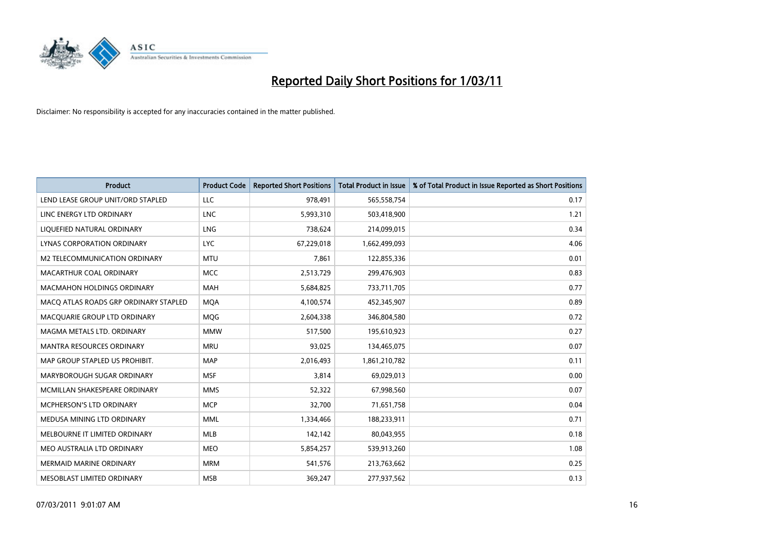# Reported Daily Short Positions for 1/03/11

Disclaimer: No responsibility is accepted for any inaccuracies contained in the matter published.

| Product | Product Code | Reported Short Positions | Total Product in Issue | % of Total Product in Issue Reported as Short Positions |
|---|---|---|---|---|
| LEND LEASE GROUP UNIT/ORD STAPLED | LLC | 978,491 | 565,558,754 | 0.17 |
| LINC ENERGY LTD ORDINARY | LNC | 5,993,310 | 503,418,900 | 1.21 |
| LIQUEFIED NATURAL ORDINARY | LNG | 738,624 | 214,099,015 | 0.34 |
| LYNAS CORPORATION ORDINARY | LYC | 67,229,018 | 1,662,499,093 | 4.06 |
| M2 TELECOMMUNICATION ORDINARY | MTU | 7,861 | 122,855,336 | 0.01 |
| MACARTHUR COAL ORDINARY | MCC | 2,513,729 | 299,476,903 | 0.83 |
| MACMAHON HOLDINGS ORDINARY | MAH | 5,684,825 | 733,711,705 | 0.77 |
| MACQ ATLAS ROADS GRP ORDINARY STAPLED | MQA | 4,100,574 | 452,345,907 | 0.89 |
| MACQUARIE GROUP LTD ORDINARY | MQG | 2,604,338 | 346,804,580 | 0.72 |
| MAGMA METALS LTD. ORDINARY | MMW | 517,500 | 195,610,923 | 0.27 |
| MANTRA RESOURCES ORDINARY | MRU | 93,025 | 134,465,075 | 0.07 |
| MAP GROUP STAPLED US PROHIBIT. | MAP | 2,016,493 | 1,861,210,782 | 0.11 |
| MARYBOROUGH SUGAR ORDINARY | MSF | 3,814 | 69,029,013 | 0.00 |
| MCMILLAN SHAKESPEARE ORDINARY | MMS | 52,322 | 67,998,560 | 0.07 |
| MCPHERSON'S LTD ORDINARY | MCP | 32,700 | 71,651,758 | 0.04 |
| MEDUSA MINING LTD ORDINARY | MML | 1,334,466 | 188,233,911 | 0.71 |
| MELBOURNE IT LIMITED ORDINARY | MLB | 142,142 | 80,043,955 | 0.18 |
| MEO AUSTRALIA LTD ORDINARY | MEO | 5,854,257 | 539,913,260 | 1.08 |
| MERMAID MARINE ORDINARY | MRM | 541,576 | 213,763,662 | 0.25 |
| MESOBLAST LIMITED ORDINARY | MSB | 369,247 | 277,937,562 | 0.13 |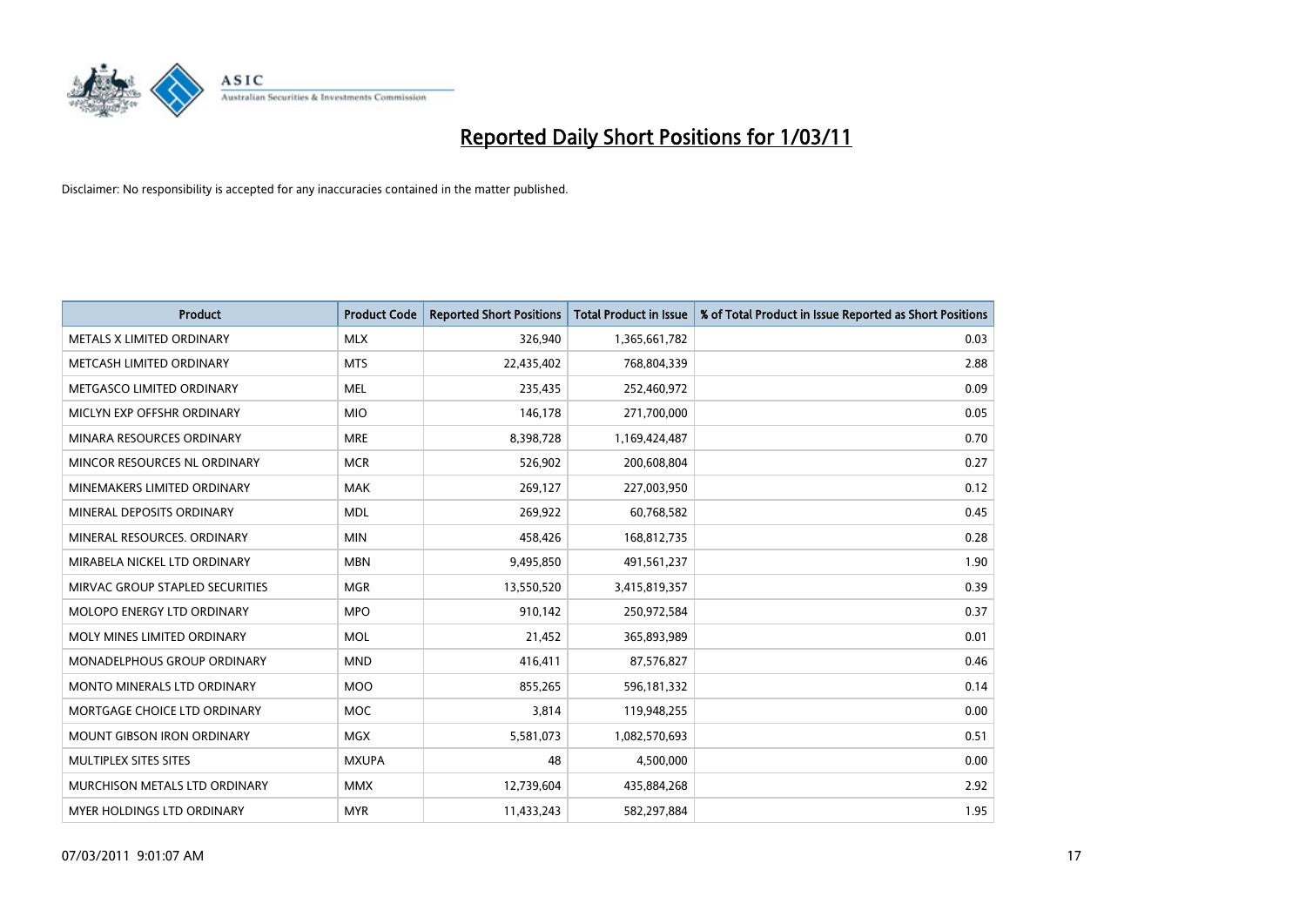# Reported Daily Short Positions for 1/03/11

Disclaimer: No responsibility is accepted for any inaccuracies contained in the matter published.

| Product | Product Code | Reported Short Positions | Total Product in Issue | % of Total Product in Issue Reported as Short Positions |
|---|---|---|---|---|
| METALS X LIMITED ORDINARY | MLX | 326,940 | 1,365,661,782 | 0.03 |
| METCASH LIMITED ORDINARY | MTS | 22,435,402 | 768,804,339 | 2.88 |
| METGASCO LIMITED ORDINARY | MEL | 235,435 | 252,460,972 | 0.09 |
| MICLYN EXP OFFSHR ORDINARY | MIO | 146,178 | 271,700,000 | 0.05 |
| MINARA RESOURCES ORDINARY | MRE | 8,398,728 | 1,169,424,487 | 0.70 |
| MINCOR RESOURCES NL ORDINARY | MCR | 526,902 | 200,608,804 | 0.27 |
| MINEMAKERS LIMITED ORDINARY | MAK | 269,127 | 227,003,950 | 0.12 |
| MINERAL DEPOSITS ORDINARY | MDL | 269,922 | 60,768,582 | 0.45 |
| MINERAL RESOURCES. ORDINARY | MIN | 458,426 | 168,812,735 | 0.28 |
| MIRABELA NICKEL LTD ORDINARY | MBN | 9,495,850 | 491,561,237 | 1.90 |
| MIRVAC GROUP STAPLED SECURITIES | MGR | 13,550,520 | 3,415,819,357 | 0.39 |
| MOLOPO ENERGY LTD ORDINARY | MPO | 910,142 | 250,972,584 | 0.37 |
| MOLY MINES LIMITED ORDINARY | MOL | 21,452 | 365,893,989 | 0.01 |
| MONADELPHOUS GROUP ORDINARY | MND | 416,411 | 87,576,827 | 0.46 |
| MONTO MINERALS LTD ORDINARY | MOO | 855,265 | 596,181,332 | 0.14 |
| MORTGAGE CHOICE LTD ORDINARY | MOC | 3,814 | 119,948,255 | 0.00 |
| MOUNT GIBSON IRON ORDINARY | MGX | 5,581,073 | 1,082,570,693 | 0.51 |
| MULTIPLEX SITES SITES | MXUPA | 48 | 4,500,000 | 0.00 |
| MURCHISON METALS LTD ORDINARY | MMX | 12,739,604 | 435,884,268 | 2.92 |
| MYER HOLDINGS LTD ORDINARY | MYR | 11,433,243 | 582,297,884 | 1.95 |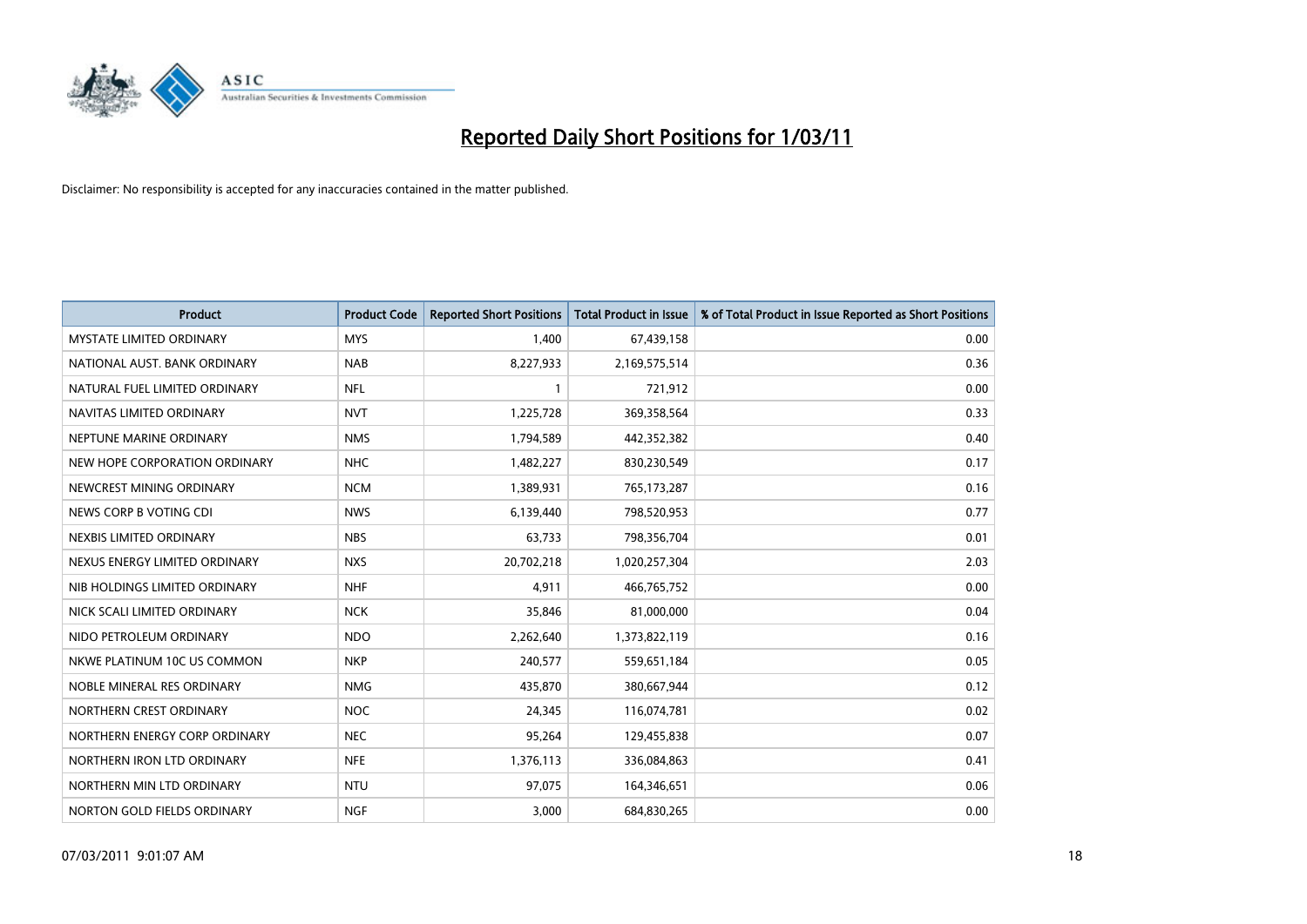# Reported Daily Short Positions for 1/03/11

Disclaimer: No responsibility is accepted for any inaccuracies contained in the matter published.

| Product | Product Code | Reported Short Positions | Total Product in Issue | % of Total Product in Issue Reported as Short Positions |
|---|---|---|---|---|
| MYSTATE LIMITED ORDINARY | MYS | 1,400 | 67,439,158 | 0.00 |
| NATIONAL AUST. BANK ORDINARY | NAB | 8,227,933 | 2,169,575,514 | 0.36 |
| NATURAL FUEL LIMITED ORDINARY | NFL | 1 | 721,912 | 0.00 |
| NAVITAS LIMITED ORDINARY | NVT | 1,225,728 | 369,358,564 | 0.33 |
| NEPTUNE MARINE ORDINARY | NMS | 1,794,589 | 442,352,382 | 0.40 |
| NEW HOPE CORPORATION ORDINARY | NHC | 1,482,227 | 830,230,549 | 0.17 |
| NEWCREST MINING ORDINARY | NCM | 1,389,931 | 765,173,287 | 0.16 |
| NEWS CORP B VOTING CDI | NWS | 6,139,440 | 798,520,953 | 0.77 |
| NEXBIS LIMITED ORDINARY | NBS | 63,733 | 798,356,704 | 0.01 |
| NEXUS ENERGY LIMITED ORDINARY | NXS | 20,702,218 | 1,020,257,304 | 2.03 |
| NIB HOLDINGS LIMITED ORDINARY | NHF | 4,911 | 466,765,752 | 0.00 |
| NICK SCALI LIMITED ORDINARY | NCK | 35,846 | 81,000,000 | 0.04 |
| NIDO PETROLEUM ORDINARY | NDO | 2,262,640 | 1,373,822,119 | 0.16 |
| NKWE PLATINUM 10C US COMMON | NKP | 240,577 | 559,651,184 | 0.05 |
| NOBLE MINERAL RES ORDINARY | NMG | 435,870 | 380,667,944 | 0.12 |
| NORTHERN CREST ORDINARY | NOC | 24,345 | 116,074,781 | 0.02 |
| NORTHERN ENERGY CORP ORDINARY | NEC | 95,264 | 129,455,838 | 0.07 |
| NORTHERN IRON LTD ORDINARY | NFE | 1,376,113 | 336,084,863 | 0.41 |
| NORTHERN MIN LTD ORDINARY | NTU | 97,075 | 164,346,651 | 0.06 |
| NORTON GOLD FIELDS ORDINARY | NGF | 3,000 | 684,830,265 | 0.00 |

07/03/2011 9:01:07 AM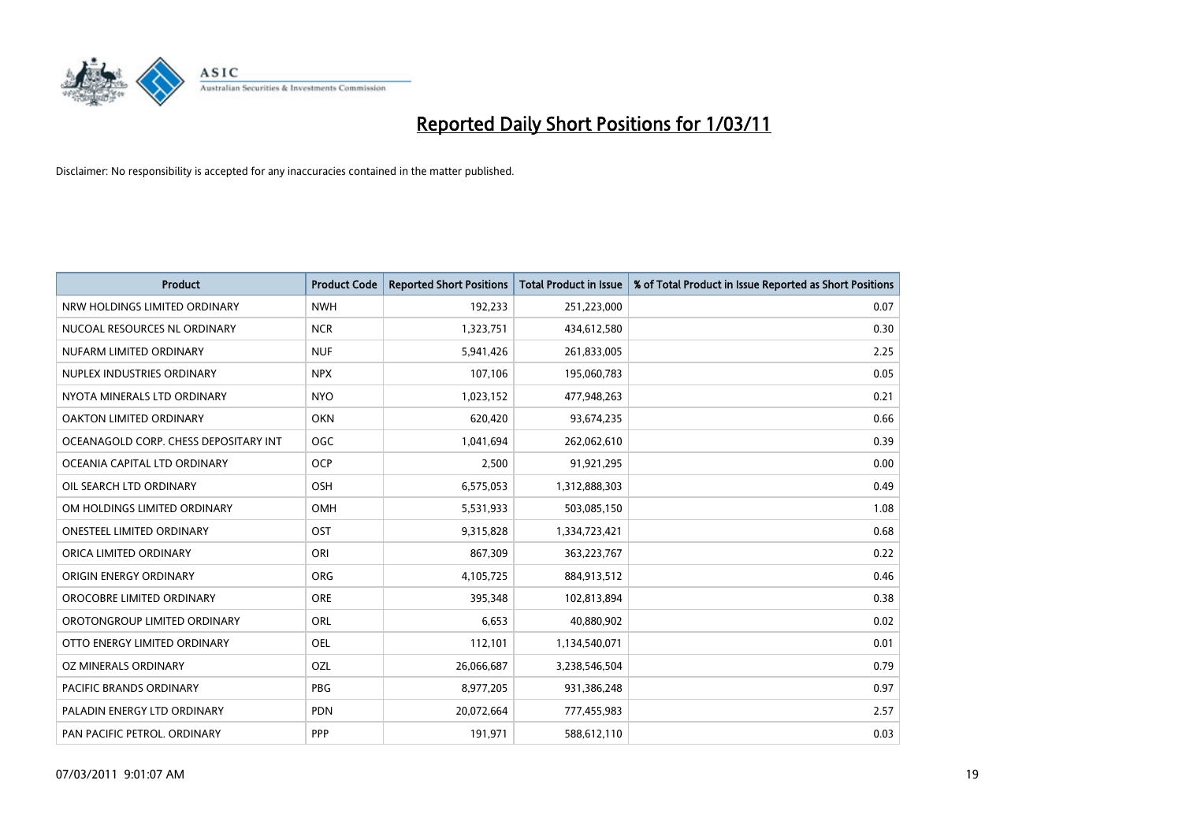# Reported Daily Short Positions for 1/03/11

Disclaimer: No responsibility is accepted for any inaccuracies contained in the matter published.

| Product | Product Code | Reported Short Positions | Total Product in Issue | % of Total Product in Issue Reported as Short Positions |
|---|---|---|---|---|
| NRW HOLDINGS LIMITED ORDINARY | NWH | 192,233 | 251,223,000 | 0.07 |
| NUCOAL RESOURCES NL ORDINARY | NCR | 1,323,751 | 434,612,580 | 0.30 |
| NUFARM LIMITED ORDINARY | NUF | 5,941,426 | 261,833,005 | 2.25 |
| NUPLEX INDUSTRIES ORDINARY | NPX | 107,106 | 195,060,783 | 0.05 |
| NYOTA MINERALS LTD ORDINARY | NYO | 1,023,152 | 477,948,263 | 0.21 |
| OAKTON LIMITED ORDINARY | OKN | 620,420 | 93,674,235 | 0.66 |
| OCEANAGOLD CORP. CHESS DEPOSITARY INT | OGC | 1,041,694 | 262,062,610 | 0.39 |
| OCEANIA CAPITAL LTD ORDINARY | OCP | 2,500 | 91,921,295 | 0.00 |
| OIL SEARCH LTD ORDINARY | OSH | 6,575,053 | 1,312,888,303 | 0.49 |
| OM HOLDINGS LIMITED ORDINARY | OMH | 5,531,933 | 503,085,150 | 1.08 |
| ONESTEEL LIMITED ORDINARY | OST | 9,315,828 | 1,334,723,421 | 0.68 |
| ORICA LIMITED ORDINARY | ORI | 867,309 | 363,223,767 | 0.22 |
| ORIGIN ENERGY ORDINARY | ORG | 4,105,725 | 884,913,512 | 0.46 |
| OROCOBRE LIMITED ORDINARY | ORE | 395,348 | 102,813,894 | 0.38 |
| OROTONGROUP LIMITED ORDINARY | ORL | 6,653 | 40,880,902 | 0.02 |
| OTTO ENERGY LIMITED ORDINARY | OEL | 112,101 | 1,134,540,071 | 0.01 |
| OZ MINERALS ORDINARY | OZL | 26,066,687 | 3,238,546,504 | 0.79 |
| PACIFIC BRANDS ORDINARY | PBG | 8,977,205 | 931,386,248 | 0.97 |
| PALADIN ENERGY LTD ORDINARY | PDN | 20,072,664 | 777,455,983 | 2.57 |
| PAN PACIFIC PETROL. ORDINARY | PPP | 191,971 | 588,612,110 | 0.03 |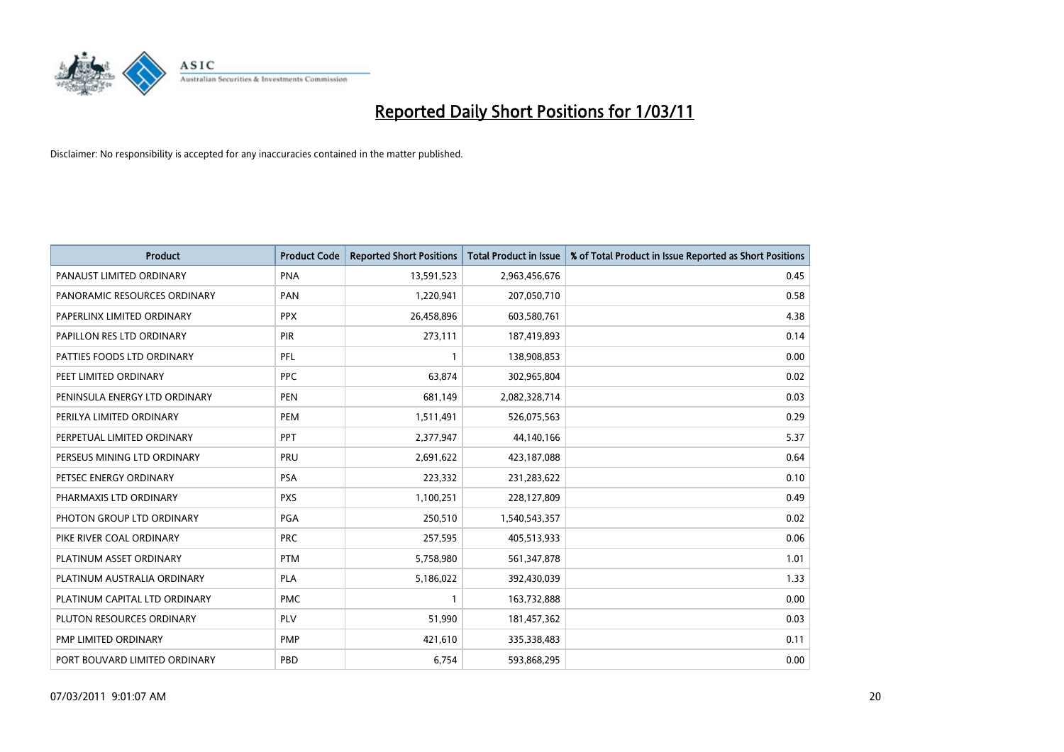# Reported Daily Short Positions for 1/03/11

Disclaimer: No responsibility is accepted for any inaccuracies contained in the matter published.

| Product | Product Code | Reported Short Positions | Total Product in Issue | % of Total Product in Issue Reported as Short Positions |
|---|---|---|---|---|
| PANAUST LIMITED ORDINARY | PNA | 13,591,523 | 2,963,456,676 | 0.45 |
| PANORAMIC RESOURCES ORDINARY | PAN | 1,220,941 | 207,050,710 | 0.58 |
| PAPERLINX LIMITED ORDINARY | PPX | 26,458,896 | 603,580,761 | 4.38 |
| PAPILLON RES LTD ORDINARY | PIR | 273,111 | 187,419,893 | 0.14 |
| PATTIES FOODS LTD ORDINARY | PFL | 1 | 138,908,853 | 0.00 |
| PEET LIMITED ORDINARY | PPC | 63,874 | 302,965,804 | 0.02 |
| PENINSULA ENERGY LTD ORDINARY | PEN | 681,149 | 2,082,328,714 | 0.03 |
| PERILYA LIMITED ORDINARY | PEM | 1,511,491 | 526,075,563 | 0.29 |
| PERPETUAL LIMITED ORDINARY | PPT | 2,377,947 | 44,140,166 | 5.37 |
| PERSEUS MINING LTD ORDINARY | PRU | 2,691,622 | 423,187,088 | 0.64 |
| PETSEC ENERGY ORDINARY | PSA | 223,332 | 231,283,622 | 0.10 |
| PHARMAXIS LTD ORDINARY | PXS | 1,100,251 | 228,127,809 | 0.49 |
| PHOTON GROUP LTD ORDINARY | PGA | 250,510 | 1,540,543,357 | 0.02 |
| PIKE RIVER COAL ORDINARY | PRC | 257,595 | 405,513,933 | 0.06 |
| PLATINUM ASSET ORDINARY | PTM | 5,758,980 | 561,347,878 | 1.01 |
| PLATINUM AUSTRALIA ORDINARY | PLA | 5,186,022 | 392,430,039 | 1.33 |
| PLATINUM CAPITAL LTD ORDINARY | PMC | 1 | 163,732,888 | 0.00 |
| PLUTON RESOURCES ORDINARY | PLV | 51,990 | 181,457,362 | 0.03 |
| PMP LIMITED ORDINARY | PMP | 421,610 | 335,338,483 | 0.11 |
| PORT BOUVARD LIMITED ORDINARY | PBD | 6,754 | 593,868,295 | 0.00 |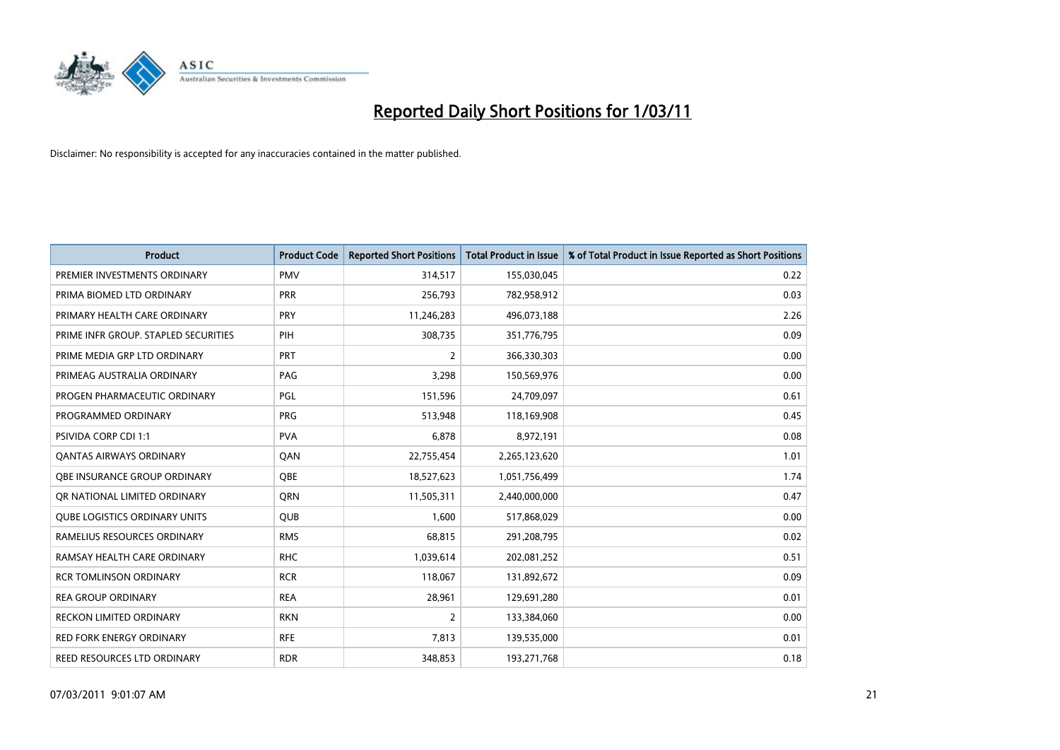# Reported Daily Short Positions for 1/03/11

Disclaimer: No responsibility is accepted for any inaccuracies contained in the matter published.

| Product | Product Code | Reported Short Positions | Total Product in Issue | % of Total Product in Issue Reported as Short Positions |
|---|---|---|---|---|
| PREMIER INVESTMENTS ORDINARY | PMV | 314,517 | 155,030,045 | 0.22 |
| PRIMA BIOMED LTD ORDINARY | PRR | 256,793 | 782,958,912 | 0.03 |
| PRIMARY HEALTH CARE ORDINARY | PRY | 11,246,283 | 496,073,188 | 2.26 |
| PRIME INFR GROUP. STAPLED SECURITIES | PIH | 308,735 | 351,776,795 | 0.09 |
| PRIME MEDIA GRP LTD ORDINARY | PRT | 2 | 366,330,303 | 0.00 |
| PRIMEAG AUSTRALIA ORDINARY | PAG | 3,298 | 150,569,976 | 0.00 |
| PROGEN PHARMACEUTIC ORDINARY | PGL | 151,596 | 24,709,097 | 0.61 |
| PROGRAMMED ORDINARY | PRG | 513,948 | 118,169,908 | 0.45 |
| PSIVIDA CORP CDI 1:1 | PVA | 6,878 | 8,972,191 | 0.08 |
| QANTAS AIRWAYS ORDINARY | QAN | 22,755,454 | 2,265,123,620 | 1.01 |
| QBE INSURANCE GROUP ORDINARY | QBE | 18,527,623 | 1,051,756,499 | 1.74 |
| QR NATIONAL LIMITED ORDINARY | QRN | 11,505,311 | 2,440,000,000 | 0.47 |
| QUBE LOGISTICS ORDINARY UNITS | QUB | 1,600 | 517,868,029 | 0.00 |
| RAMELIUS RESOURCES ORDINARY | RMS | 68,815 | 291,208,795 | 0.02 |
| RAMSAY HEALTH CARE ORDINARY | RHC | 1,039,614 | 202,081,252 | 0.51 |
| RCR TOMLINSON ORDINARY | RCR | 118,067 | 131,892,672 | 0.09 |
| REA GROUP ORDINARY | REA | 28,961 | 129,691,280 | 0.01 |
| RECKON LIMITED ORDINARY | RKN | 2 | 133,384,060 | 0.00 |
| RED FORK ENERGY ORDINARY | RFE | 7,813 | 139,535,000 | 0.01 |
| REED RESOURCES LTD ORDINARY | RDR | 348,853 | 193,271,768 | 0.18 |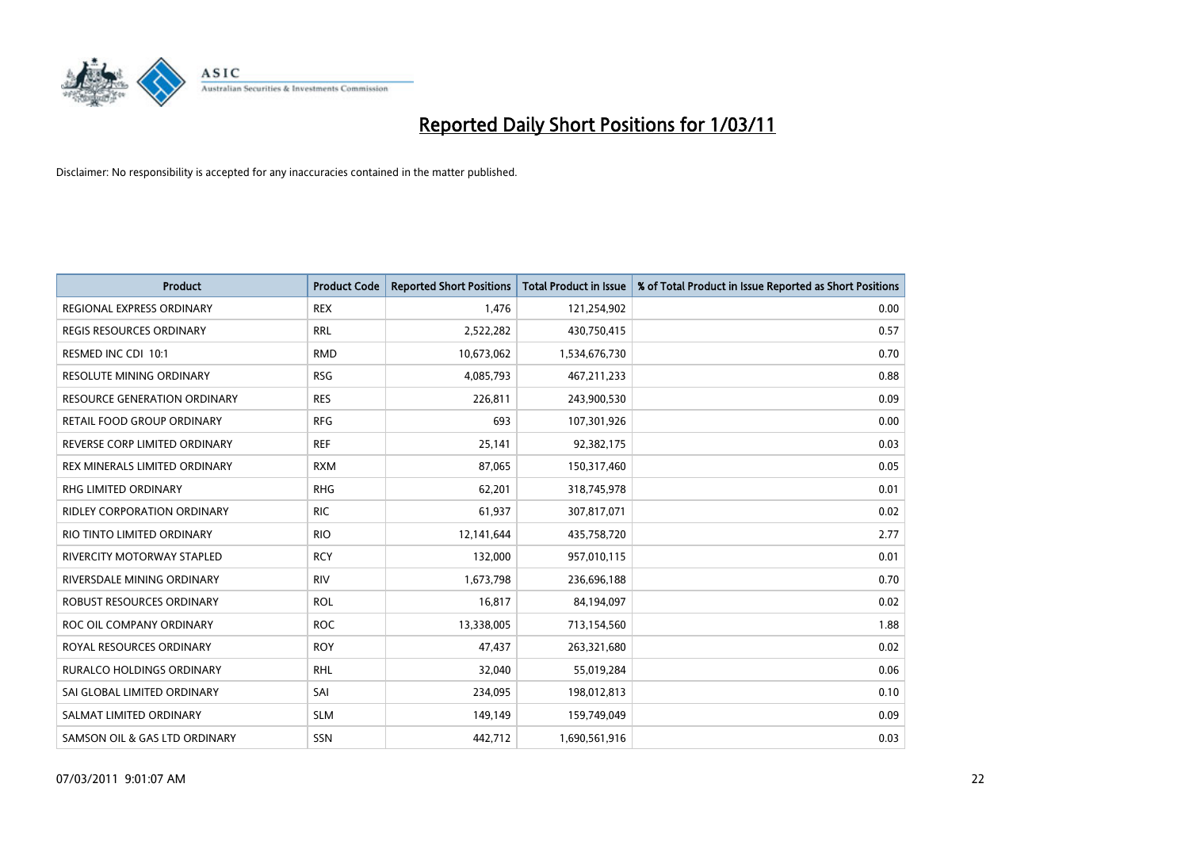# Reported Daily Short Positions for 1/03/11

Disclaimer: No responsibility is accepted for any inaccuracies contained in the matter published.

| Product | Product Code | Reported Short Positions | Total Product in Issue | % of Total Product in Issue Reported as Short Positions |
|---|---|---|---|---|
| REGIONAL EXPRESS ORDINARY | REX | 1,476 | 121,254,902 | 0.00 |
| REGIS RESOURCES ORDINARY | RRL | 2,522,282 | 430,750,415 | 0.57 |
| RESMED INC CDI 10:1 | RMD | 10,673,062 | 1,534,676,730 | 0.70 |
| RESOLUTE MINING ORDINARY | RSG | 4,085,793 | 467,211,233 | 0.88 |
| RESOURCE GENERATION ORDINARY | RES | 226,811 | 243,900,530 | 0.09 |
| RETAIL FOOD GROUP ORDINARY | RFG | 693 | 107,301,926 | 0.00 |
| REVERSE CORP LIMITED ORDINARY | REF | 25,141 | 92,382,175 | 0.03 |
| REX MINERALS LIMITED ORDINARY | RXM | 87,065 | 150,317,460 | 0.05 |
| RHG LIMITED ORDINARY | RHG | 62,201 | 318,745,978 | 0.01 |
| RIDLEY CORPORATION ORDINARY | RIC | 61,937 | 307,817,071 | 0.02 |
| RIO TINTO LIMITED ORDINARY | RIO | 12,141,644 | 435,758,720 | 2.77 |
| RIVERCITY MOTORWAY STAPLED | RCY | 132,000 | 957,010,115 | 0.01 |
| RIVERSDALE MINING ORDINARY | RIV | 1,673,798 | 236,696,188 | 0.70 |
| ROBUST RESOURCES ORDINARY | ROL | 16,817 | 84,194,097 | 0.02 |
| ROC OIL COMPANY ORDINARY | ROC | 13,338,005 | 713,154,560 | 1.88 |
| ROYAL RESOURCES ORDINARY | ROY | 47,437 | 263,321,680 | 0.02 |
| RURALCO HOLDINGS ORDINARY | RHL | 32,040 | 55,019,284 | 0.06 |
| SAI GLOBAL LIMITED ORDINARY | SAI | 234,095 | 198,012,813 | 0.10 |
| SALMAT LIMITED ORDINARY | SLM | 149,149 | 159,749,049 | 0.09 |
| SAMSON OIL & GAS LTD ORDINARY | SSN | 442,712 | 1,690,561,916 | 0.03 |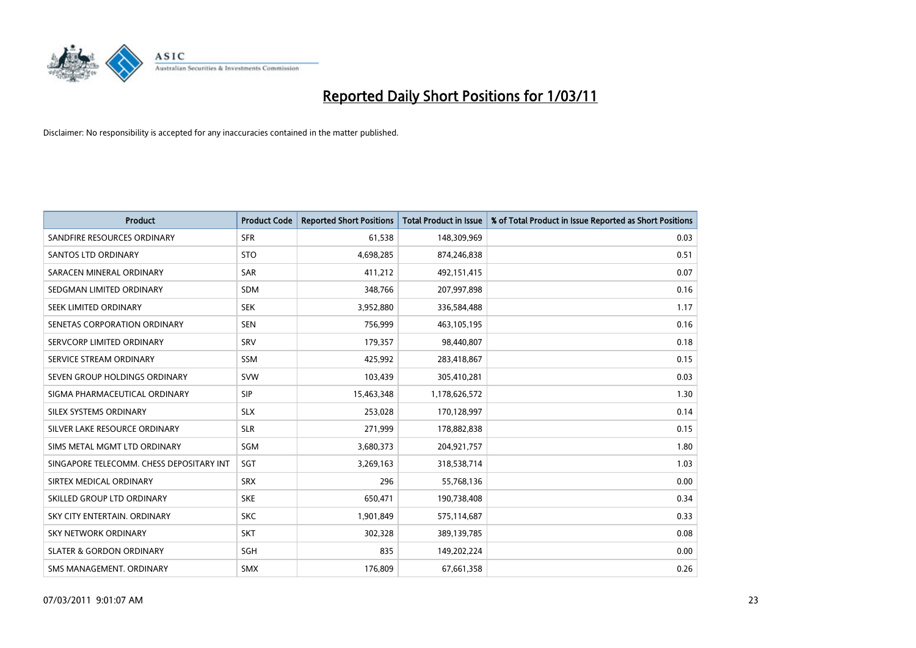# Reported Daily Short Positions for 1/03/11

Disclaimer: No responsibility is accepted for any inaccuracies contained in the matter published.

| Product | Product Code | Reported Short Positions | Total Product in Issue | % of Total Product in Issue Reported as Short Positions |
|---|---|---|---|---|
| SANDFIRE RESOURCES ORDINARY | SFR | 61,538 | 148,309,969 | 0.03 |
| SANTOS LTD ORDINARY | STO | 4,698,285 | 874,246,838 | 0.51 |
| SARACEN MINERAL ORDINARY | SAR | 411,212 | 492,151,415 | 0.07 |
| SEDGMAN LIMITED ORDINARY | SDM | 348,766 | 207,997,898 | 0.16 |
| SEEK LIMITED ORDINARY | SEK | 3,952,880 | 336,584,488 | 1.17 |
| SENETAS CORPORATION ORDINARY | SEN | 756,999 | 463,105,195 | 0.16 |
| SERVCORP LIMITED ORDINARY | SRV | 179,357 | 98,440,807 | 0.18 |
| SERVICE STREAM ORDINARY | SSM | 425,992 | 283,418,867 | 0.15 |
| SEVEN GROUP HOLDINGS ORDINARY | SVW | 103,439 | 305,410,281 | 0.03 |
| SIGMA PHARMACEUTICAL ORDINARY | SIP | 15,463,348 | 1,178,626,572 | 1.30 |
| SILEX SYSTEMS ORDINARY | SLX | 253,028 | 170,128,997 | 0.14 |
| SILVER LAKE RESOURCE ORDINARY | SLR | 271,999 | 178,882,838 | 0.15 |
| SIMS METAL MGMT LTD ORDINARY | SGM | 3,680,373 | 204,921,757 | 1.80 |
| SINGAPORE TELECOMM. CHESS DEPOSITARY INT | SGT | 3,269,163 | 318,538,714 | 1.03 |
| SIRTEX MEDICAL ORDINARY | SRX | 296 | 55,768,136 | 0.00 |
| SKILLED GROUP LTD ORDINARY | SKE | 650,471 | 190,738,408 | 0.34 |
| SKY CITY ENTERTAIN. ORDINARY | SKC | 1,901,849 | 575,114,687 | 0.33 |
| SKY NETWORK ORDINARY | SKT | 302,328 | 389,139,785 | 0.08 |
| SLATER & GORDON ORDINARY | SGH | 835 | 149,202,224 | 0.00 |
| SMS MANAGEMENT. ORDINARY | SMX | 176,809 | 67,661,358 | 0.26 |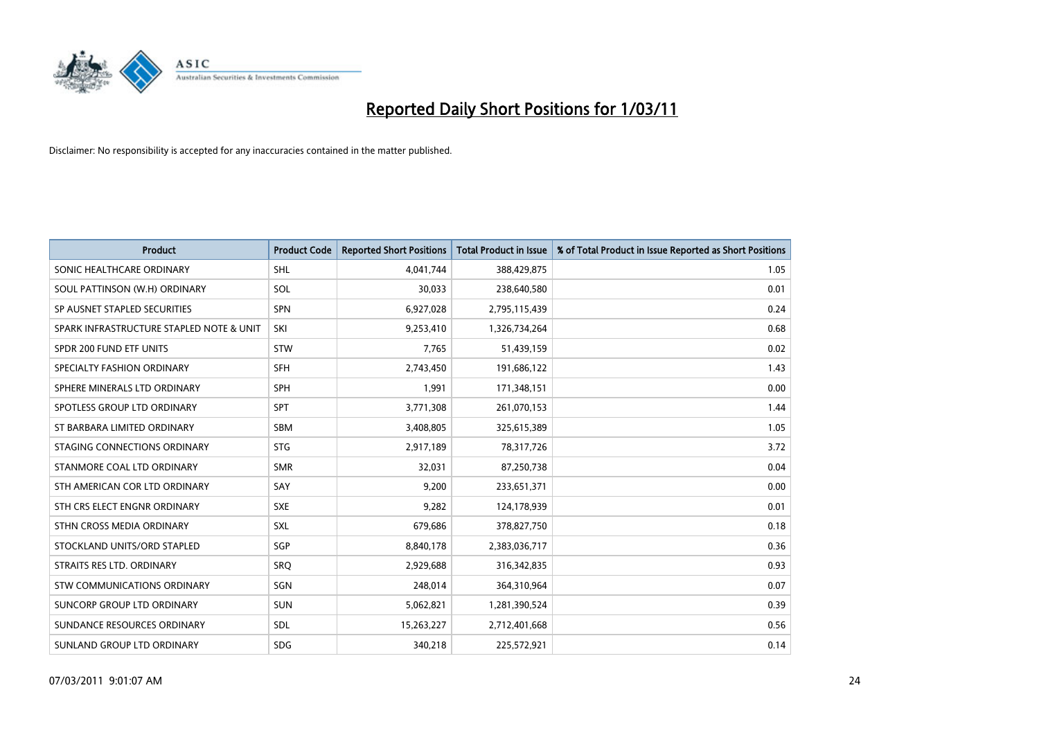# Reported Daily Short Positions for 1/03/11

Disclaimer: No responsibility is accepted for any inaccuracies contained in the matter published.

| Product | Product Code | Reported Short Positions | Total Product in Issue | % of Total Product in Issue Reported as Short Positions |
|---|---|---|---|---|
| SONIC HEALTHCARE ORDINARY | SHL | 4,041,744 | 388,429,875 | 1.05 |
| SOUL PATTINSON (W.H) ORDINARY | SOL | 30,033 | 238,640,580 | 0.01 |
| SP AUSNET STAPLED SECURITIES | SPN | 6,927,028 | 2,795,115,439 | 0.24 |
| SPARK INFRASTRUCTURE STAPLED NOTE & UNIT | SKI | 9,253,410 | 1,326,734,264 | 0.68 |
| SPDR 200 FUND ETF UNITS | STW | 7,765 | 51,439,159 | 0.02 |
| SPECIALTY FASHION ORDINARY | SFH | 2,743,450 | 191,686,122 | 1.43 |
| SPHERE MINERALS LTD ORDINARY | SPH | 1,991 | 171,348,151 | 0.00 |
| SPOTLESS GROUP LTD ORDINARY | SPT | 3,771,308 | 261,070,153 | 1.44 |
| ST BARBARA LIMITED ORDINARY | SBM | 3,408,805 | 325,615,389 | 1.05 |
| STAGING CONNECTIONS ORDINARY | STG | 2,917,189 | 78,317,726 | 3.72 |
| STANMORE COAL LTD ORDINARY | SMR | 32,031 | 87,250,738 | 0.04 |
| STH AMERICAN COR LTD ORDINARY | SAY | 9,200 | 233,651,371 | 0.00 |
| STH CRS ELECT ENGNR ORDINARY | SXE | 9,282 | 124,178,939 | 0.01 |
| STHN CROSS MEDIA ORDINARY | SXL | 679,686 | 378,827,750 | 0.18 |
| STOCKLAND UNITS/ORD STAPLED | SGP | 8,840,178 | 2,383,036,717 | 0.36 |
| STRAITS RES LTD. ORDINARY | SRQ | 2,929,688 | 316,342,835 | 0.93 |
| STW COMMUNICATIONS ORDINARY | SGN | 248,014 | 364,310,964 | 0.07 |
| SUNCORP GROUP LTD ORDINARY | SUN | 5,062,821 | 1,281,390,524 | 0.39 |
| SUNDANCE RESOURCES ORDINARY | SDL | 15,263,227 | 2,712,401,668 | 0.56 |
| SUNLAND GROUP LTD ORDINARY | SDG | 340,218 | 225,572,921 | 0.14 |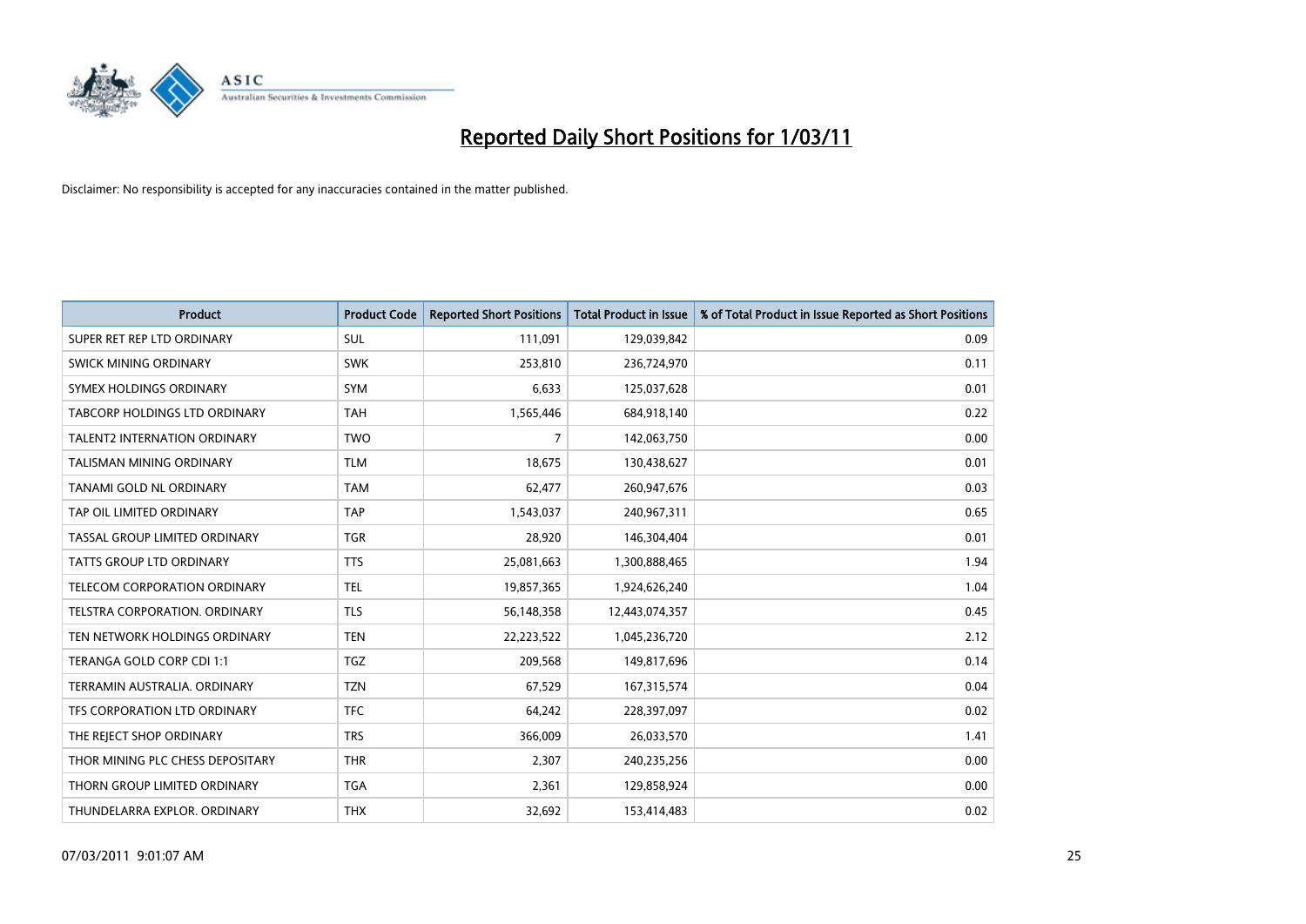# Reported Daily Short Positions for 1/03/11

Disclaimer: No responsibility is accepted for any inaccuracies contained in the matter published.

| Product | Product Code | Reported Short Positions | Total Product in Issue | % of Total Product in Issue Reported as Short Positions |
|---|---|---|---|---|
| SUPER RET REP LTD ORDINARY | SUL | 111,091 | 129,039,842 | 0.09 |
| SWICK MINING ORDINARY | SWK | 253,810 | 236,724,970 | 0.11 |
| SYMEX HOLDINGS ORDINARY | SYM | 6,633 | 125,037,628 | 0.01 |
| TABCORP HOLDINGS LTD ORDINARY | TAH | 1,565,446 | 684,918,140 | 0.22 |
| TALENT2 INTERNATION ORDINARY | TWO | 7 | 142,063,750 | 0.00 |
| TALISMAN MINING ORDINARY | TLM | 18,675 | 130,438,627 | 0.01 |
| TANAMI GOLD NL ORDINARY | TAM | 62,477 | 260,947,676 | 0.03 |
| TAP OIL LIMITED ORDINARY | TAP | 1,543,037 | 240,967,311 | 0.65 |
| TASSAL GROUP LIMITED ORDINARY | TGR | 28,920 | 146,304,404 | 0.01 |
| TATTS GROUP LTD ORDINARY | TTS | 25,081,663 | 1,300,888,465 | 1.94 |
| TELECOM CORPORATION ORDINARY | TEL | 19,857,365 | 1,924,626,240 | 1.04 |
| TELSTRA CORPORATION. ORDINARY | TLS | 56,148,358 | 12,443,074,357 | 0.45 |
| TEN NETWORK HOLDINGS ORDINARY | TEN | 22,223,522 | 1,045,236,720 | 2.12 |
| TERANGA GOLD CORP CDI 1:1 | TGZ | 209,568 | 149,817,696 | 0.14 |
| TERRAMIN AUSTRALIA. ORDINARY | TZN | 67,529 | 167,315,574 | 0.04 |
| TFS CORPORATION LTD ORDINARY | TFC | 64,242 | 228,397,097 | 0.02 |
| THE REJECT SHOP ORDINARY | TRS | 366,009 | 26,033,570 | 1.41 |
| THOR MINING PLC CHESS DEPOSITARY | THR | 2,307 | 240,235,256 | 0.00 |
| THORN GROUP LIMITED ORDINARY | TGA | 2,361 | 129,858,924 | 0.00 |
| THUNDELARRA EXPLOR. ORDINARY | THX | 32,692 | 153,414,483 | 0.02 |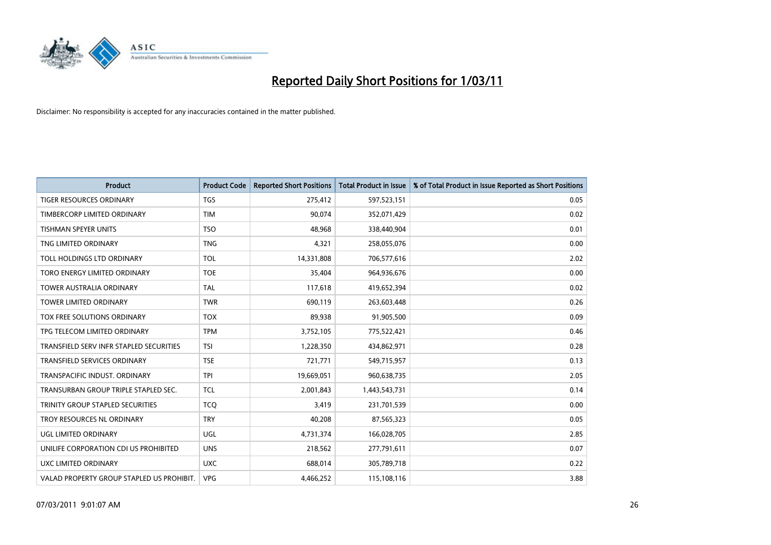# Reported Daily Short Positions for 1/03/11

Disclaimer: No responsibility is accepted for any inaccuracies contained in the matter published.

| Product | Product Code | Reported Short Positions | Total Product in Issue | % of Total Product in Issue Reported as Short Positions |
|---|---|---|---|---|
| TIGER RESOURCES ORDINARY | TGS | 275,412 | 597,523,151 | 0.05 |
| TIMBERCORP LIMITED ORDINARY | TIM | 90,074 | 352,071,429 | 0.02 |
| TISHMAN SPEYER UNITS | TSO | 48,968 | 338,440,904 | 0.01 |
| TNG LIMITED ORDINARY | TNG | 4,321 | 258,055,076 | 0.00 |
| TOLL HOLDINGS LTD ORDINARY | TOL | 14,331,808 | 706,577,616 | 2.02 |
| TORO ENERGY LIMITED ORDINARY | TOE | 35,404 | 964,936,676 | 0.00 |
| TOWER AUSTRALIA ORDINARY | TAL | 117,618 | 419,652,394 | 0.02 |
| TOWER LIMITED ORDINARY | TWR | 690,119 | 263,603,448 | 0.26 |
| TOX FREE SOLUTIONS ORDINARY | TOX | 89,938 | 91,905,500 | 0.09 |
| TPG TELECOM LIMITED ORDINARY | TPM | 3,752,105 | 775,522,421 | 0.46 |
| TRANSFIELD SERV INFR STAPLED SECURITIES | TSI | 1,228,350 | 434,862,971 | 0.28 |
| TRANSFIELD SERVICES ORDINARY | TSE | 721,771 | 549,715,957 | 0.13 |
| TRANSPACIFIC INDUST. ORDINARY | TPI | 19,669,051 | 960,638,735 | 2.05 |
| TRANSURBAN GROUP TRIPLE STAPLED SEC. | TCL | 2,001,843 | 1,443,543,731 | 0.14 |
| TRINITY GROUP STAPLED SECURITIES | TCQ | 3,419 | 231,701,539 | 0.00 |
| TROY RESOURCES NL ORDINARY | TRY | 40,208 | 87,565,323 | 0.05 |
| UGL LIMITED ORDINARY | UGL | 4,731,374 | 166,028,705 | 2.85 |
| UNILIFE CORPORATION CDI US PROHIBITED | UNS | 218,562 | 277,791,611 | 0.07 |
| UXC LIMITED ORDINARY | UXC | 688,014 | 305,789,718 | 0.22 |
| VALAD PROPERTY GROUP STAPLED US PROHIBIT. | VPG | 4,466,252 | 115,108,116 | 3.88 |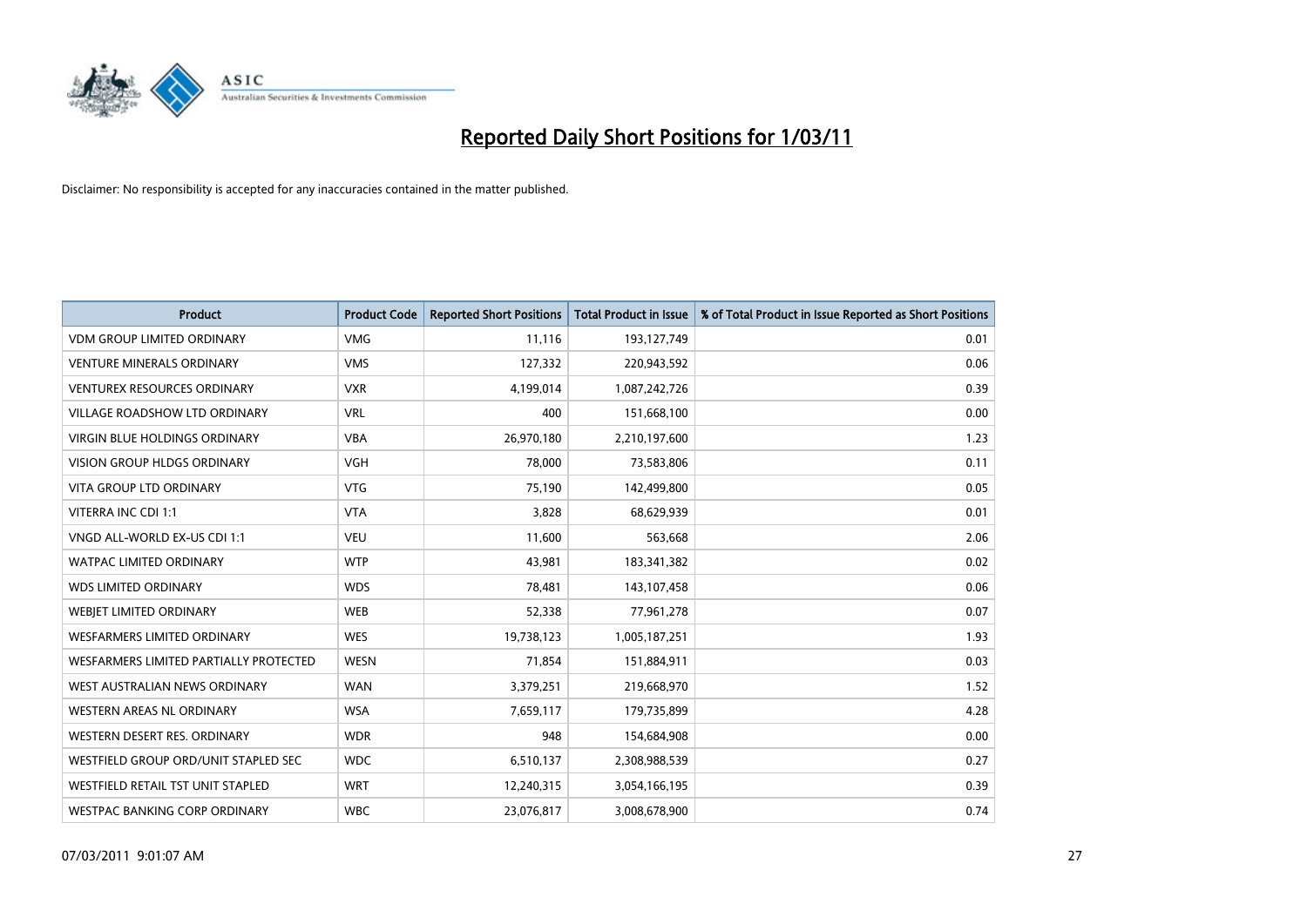# Reported Daily Short Positions for 1/03/11

Disclaimer: No responsibility is accepted for any inaccuracies contained in the matter published.

| Product | Product Code | Reported Short Positions | Total Product in Issue | % of Total Product in Issue Reported as Short Positions |
|---|---|---|---|---|
| VDM GROUP LIMITED ORDINARY | VMG | 11,116 | 193,127,749 | 0.01 |
| VENTURE MINERALS ORDINARY | VMS | 127,332 | 220,943,592 | 0.06 |
| VENTUREX RESOURCES ORDINARY | VXR | 4,199,014 | 1,087,242,726 | 0.39 |
| VILLAGE ROADSHOW LTD ORDINARY | VRL | 400 | 151,668,100 | 0.00 |
| VIRGIN BLUE HOLDINGS ORDINARY | VBA | 26,970,180 | 2,210,197,600 | 1.23 |
| VISION GROUP HLDGS ORDINARY | VGH | 78,000 | 73,583,806 | 0.11 |
| VITA GROUP LTD ORDINARY | VTG | 75,190 | 142,499,800 | 0.05 |
| VITERRA INC CDI 1:1 | VTA | 3,828 | 68,629,939 | 0.01 |
| VNGD ALL-WORLD EX-US CDI 1:1 | VEU | 11,600 | 563,668 | 2.06 |
| WATPAC LIMITED ORDINARY | WTP | 43,981 | 183,341,382 | 0.02 |
| WDS LIMITED ORDINARY | WDS | 78,481 | 143,107,458 | 0.06 |
| WEBJET LIMITED ORDINARY | WEB | 52,338 | 77,961,278 | 0.07 |
| WESFARMERS LIMITED ORDINARY | WES | 19,738,123 | 1,005,187,251 | 1.93 |
| WESFARMERS LIMITED PARTIALLY PROTECTED | WESN | 71,854 | 151,884,911 | 0.03 |
| WEST AUSTRALIAN NEWS ORDINARY | WAN | 3,379,251 | 219,668,970 | 1.52 |
| WESTERN AREAS NL ORDINARY | WSA | 7,659,117 | 179,735,899 | 4.28 |
| WESTERN DESERT RES. ORDINARY | WDR | 948 | 154,684,908 | 0.00 |
| WESTFIELD GROUP ORD/UNIT STAPLED SEC | WDC | 6,510,137 | 2,308,988,539 | 0.27 |
| WESTFIELD RETAIL TST UNIT STAPLED | WRT | 12,240,315 | 3,054,166,195 | 0.39 |
| WESTPAC BANKING CORP ORDINARY | WBC | 23,076,817 | 3,008,678,900 | 0.74 |

07/03/2011 9:01:07 AM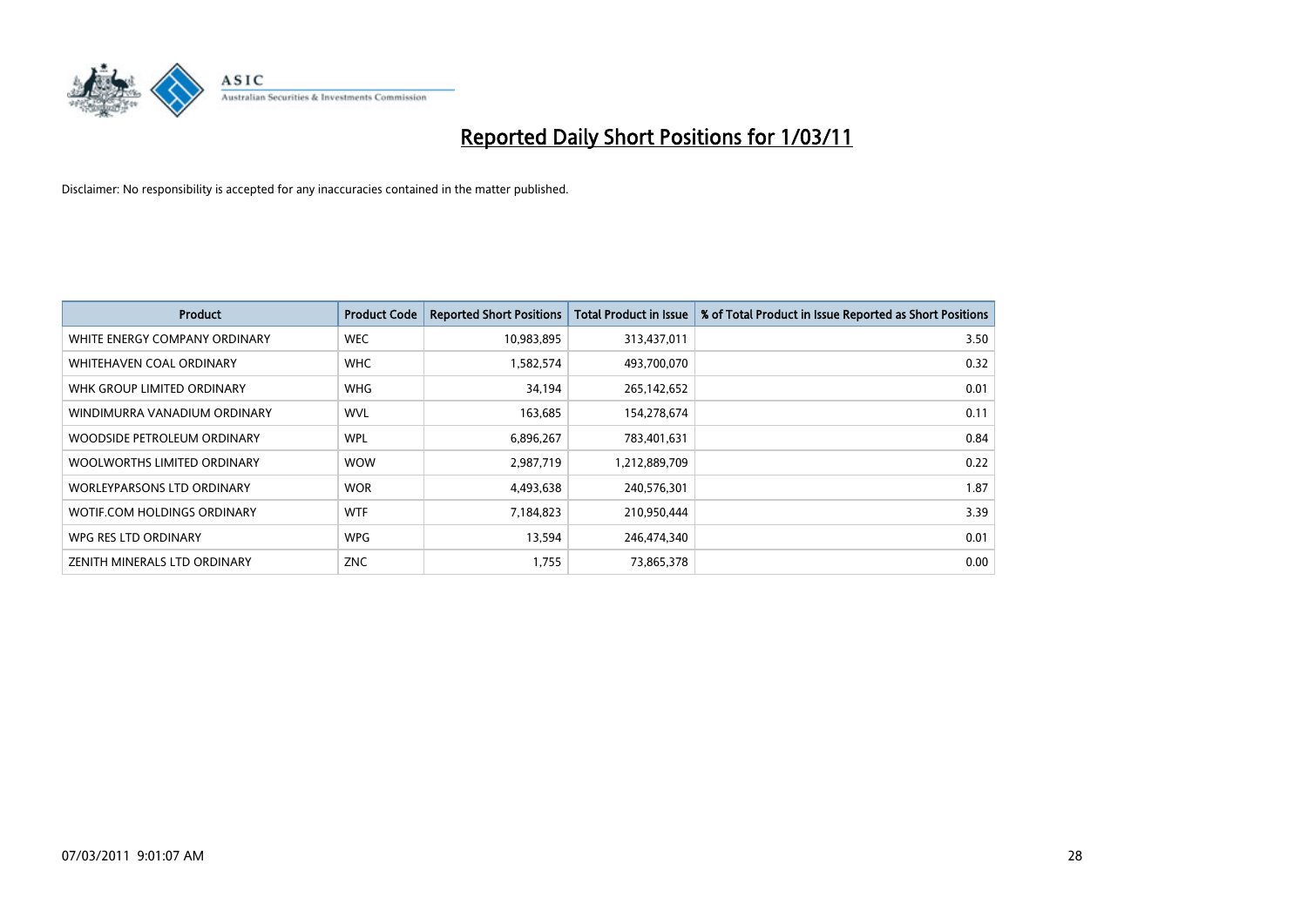# Reported Daily Short Positions for 1/03/11

Disclaimer: No responsibility is accepted for any inaccuracies contained in the matter published.

| Product | Product Code | Reported Short Positions | Total Product in Issue | % of Total Product in Issue Reported as Short Positions |
|---|---|---|---|---|
| WHITE ENERGY COMPANY ORDINARY | WEC | 10,983,895 | 313,437,011 | 3.50 |
| WHITEHAVEN COAL ORDINARY | WHC | 1,582,574 | 493,700,070 | 0.32 |
| WHK GROUP LIMITED ORDINARY | WHG | 34,194 | 265,142,652 | 0.01 |
| WINDIMURRA VANADIUM ORDINARY | WVL | 163,685 | 154,278,674 | 0.11 |
| WOODSIDE PETROLEUM ORDINARY | WPL | 6,896,267 | 783,401,631 | 0.84 |
| WOOLWORTHS LIMITED ORDINARY | WOW | 2,987,719 | 1,212,889,709 | 0.22 |
| WORLEYPARSONS LTD ORDINARY | WOR | 4,493,638 | 240,576,301 | 1.87 |
| WOTIF.COM HOLDINGS ORDINARY | WTF | 7,184,823 | 210,950,444 | 3.39 |
| WPG RES LTD ORDINARY | WPG | 13,594 | 246,474,340 | 0.01 |
| ZENITH MINERALS LTD ORDINARY | ZNC | 1,755 | 73,865,378 | 0.00 |

07/03/2011 9:01:07 AM